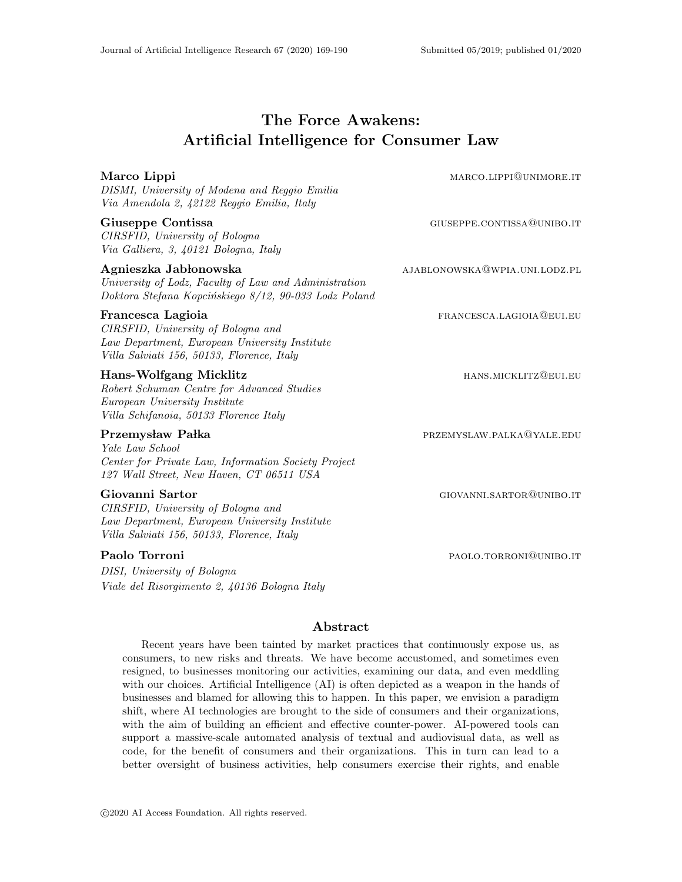# The Force Awakens: Artificial Intelligence for Consumer Law

**Marco Lippi** MARCO.LIPPI@UNIMORE.IT
*DISMI, University of Modena and Reggio Emilia*
*Via Amendola 2, 42122 Reggio Emilia, Italy*

**Giuseppe Contissa** GIUSEPPE.CONTISSA@UNIBO.IT
*CIRSFID, University of Bologna*
*Via Galliera, 3, 40121 Bologna, Italy*

**Agnieszka Jabłonowska** AJABLONOWSKA@WPIA.UNI.LODZ.PL
*University of Lodz, Faculty of Law and Administration*
*Doktora Stefana Kopcińskiego 8/12, 90-033 Lodz Poland*

**Francesca Lagioia** FRANCESCA.LAGIOIA@EUI.EU
*CIRSFID, University of Bologna and*
*Law Department, European University Institute*
*Villa Salviati 156, 50133, Florence, Italy*

**Hans-Wolfgang Micklitz** HANS.MICKLITZ@EUI.EU
*Robert Schuman Centre for Advanced Studies*
*European University Institute*
*Villa Schifanoia, 50133 Florence Italy*

**Przemysław Pałka** PRZEMYSLAW.PALKA@YALE.EDU
*Yale Law School*
*Center for Private Law, Information Society Project*
*127 Wall Street, New Haven, CT 06511 USA*

**Giovanni Sartor** GIOVANNI.SARTOR@UNIBO.IT
*CIRSFID, University of Bologna and*
*Law Department, European University Institute*
*Villa Salviati 156, 50133, Florence, Italy*

**Paolo Torroni** PAOLO.TORRONI@UNIBO.IT
*DISI, University of Bologna*
*Viale del Risorgimento 2, 40136 Bologna Italy*

## Abstract

Recent years have been tainted by market practices that continuously expose us, as consumers, to new risks and threats. We have become accustomed, and sometimes even resigned, to businesses monitoring our activities, examining our data, and even meddling with our choices. Artificial Intelligence (AI) is often depicted as a weapon in the hands of businesses and blamed for allowing this to happen. In this paper, we envision a paradigm shift, where AI technologies are brought to the side of consumers and their organizations, with the aim of building an efficient and effective counter-power. AI-powered tools can support a massive-scale automated analysis of textual and audiovisual data, as well as code, for the benefit of consumers and their organizations. This in turn can lead to a better oversight of business activities, help consumers exercise their rights, and enable

©2020 AI Access Foundation. All rights reserved.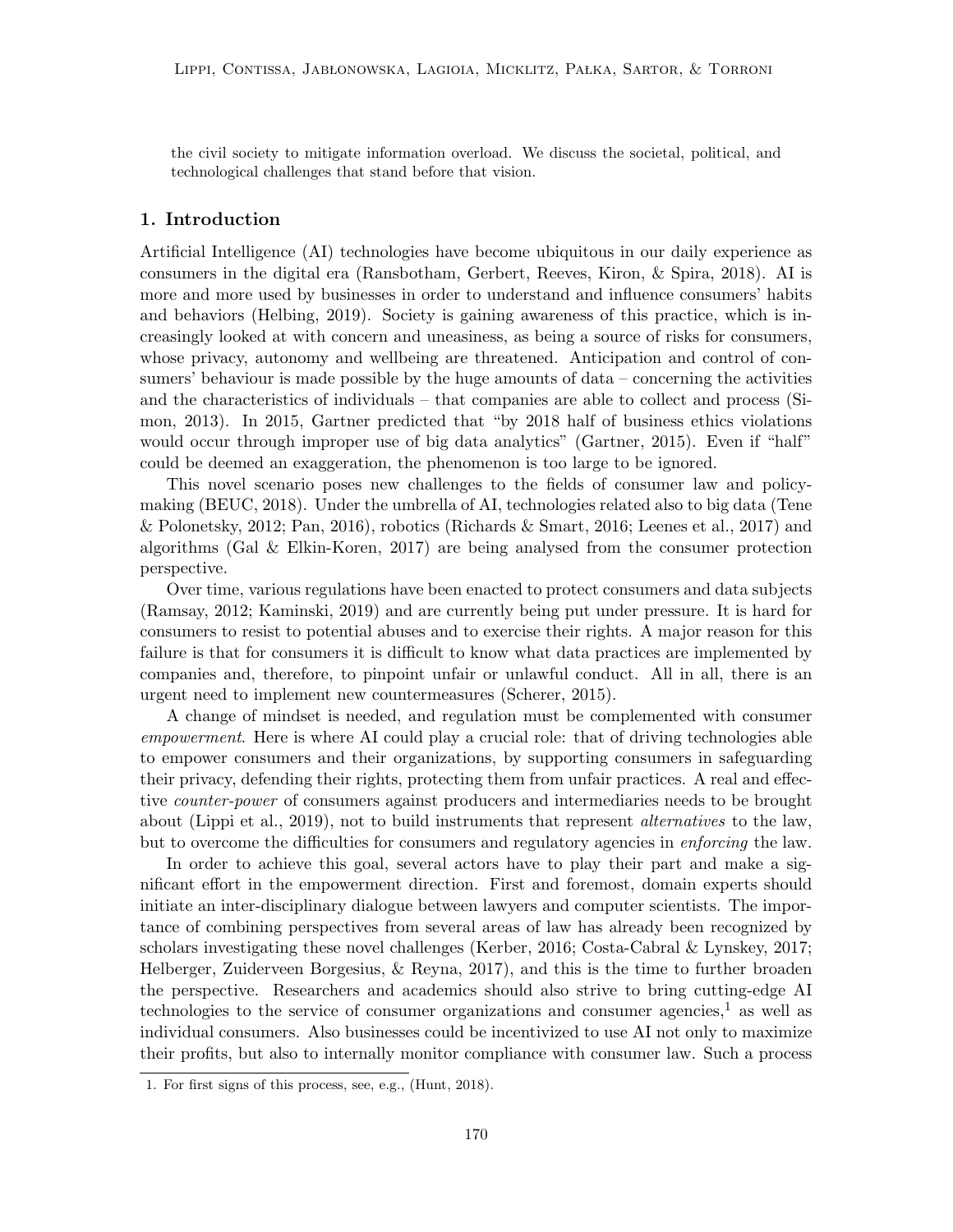the civil society to mitigate information overload. We discuss the societal, political, and technological challenges that stand before that vision.

## 1. Introduction

Artificial Intelligence (AI) technologies have become ubiquitous in our daily experience as consumers in the digital era (Ransbotham, Gerbert, Reeves, Kiron, & Spira, 2018). AI is more and more used by businesses in order to understand and influence consumers' habits and behaviors (Helbing, 2019). Society is gaining awareness of this practice, which is increasingly looked at with concern and uneasiness, as being a source of risks for consumers, whose privacy, autonomy and wellbeing are threatened. Anticipation and control of consumers' behaviour is made possible by the huge amounts of data – concerning the activities and the characteristics of individuals – that companies are able to collect and process (Simon, 2013). In 2015, Gartner predicted that "by 2018 half of business ethics violations would occur through improper use of big data analytics" (Gartner, 2015). Even if "half" could be deemed an exaggeration, the phenomenon is too large to be ignored.

This novel scenario poses new challenges to the fields of consumer law and policy-making (BEUC, 2018). Under the umbrella of AI, technologies related also to big data (Tene & Polonetsky, 2012; Pan, 2016), robotics (Richards & Smart, 2016; Leenes et al., 2017) and algorithms (Gal & Elkin-Koren, 2017) are being analysed from the consumer protection perspective.

Over time, various regulations have been enacted to protect consumers and data subjects (Ramsay, 2012; Kaminski, 2019) and are currently being put under pressure. It is hard for consumers to resist to potential abuses and to exercise their rights. A major reason for this failure is that for consumers it is difficult to know what data practices are implemented by companies and, therefore, to pinpoint unfair or unlawful conduct. All in all, there is an urgent need to implement new countermeasures (Scherer, 2015).

A change of mindset is needed, and regulation must be complemented with consumer *empowerment*. Here is where AI could play a crucial role: that of driving technologies able to empower consumers and their organizations, by supporting consumers in safeguarding their privacy, defending their rights, protecting them from unfair practices. A real and effective *counter-power* of consumers against producers and intermediaries needs to be brought about (Lippi et al., 2019), not to build instruments that represent *alternatives* to the law, but to overcome the difficulties for consumers and regulatory agencies in *enforcing* the law.

In order to achieve this goal, several actors have to play their part and make a significant effort in the empowerment direction. First and foremost, domain experts should initiate an inter-disciplinary dialogue between lawyers and computer scientists. The importance of combining perspectives from several areas of law has already been recognized by scholars investigating these novel challenges (Kerber, 2016; Costa-Cabral & Lynskey, 2017; Helberger, Zuiderveen Borgesius, & Reyna, 2017), and this is the time to further broaden the perspective. Researchers and academics should also strive to bring cutting-edge AI technologies to the service of consumer organizations and consumer agencies,[1] as well as individual consumers. Also businesses could be incentivized to use AI not only to maximize their profits, but also to internally monitor compliance with consumer law. Such a process

1. For first signs of this process, see, e.g., (Hunt, 2018).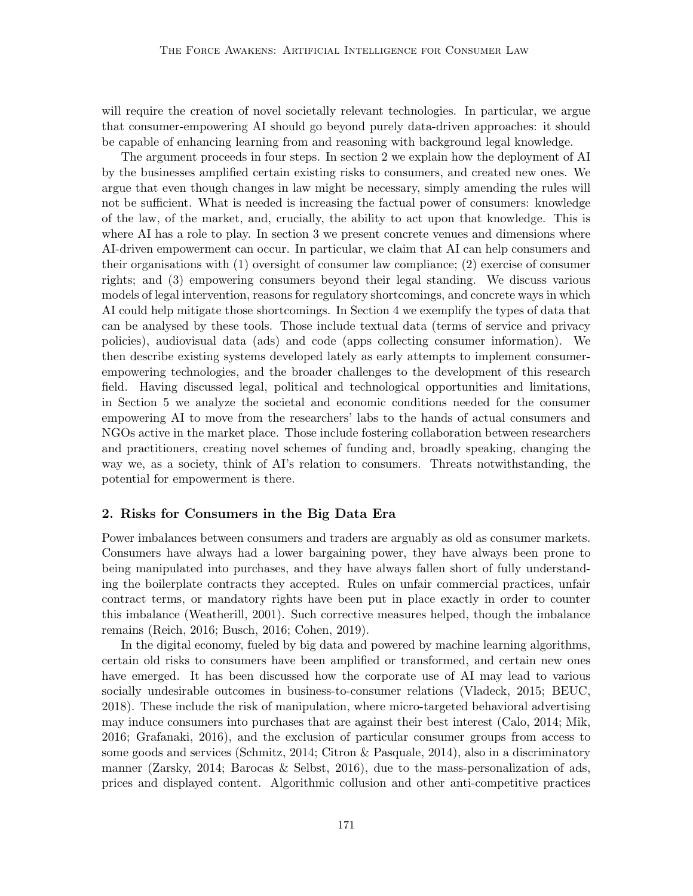will require the creation of novel societally relevant technologies. In particular, we argue that consumer-empowering AI should go beyond purely data-driven approaches: it should be capable of enhancing learning from and reasoning with background legal knowledge.

The argument proceeds in four steps. In section 2 we explain how the deployment of AI by the businesses amplified certain existing risks to consumers, and created new ones. We argue that even though changes in law might be necessary, simply amending the rules will not be sufficient. What is needed is increasing the factual power of consumers: knowledge of the law, of the market, and, crucially, the ability to act upon that knowledge. This is where AI has a role to play. In section 3 we present concrete venues and dimensions where AI-driven empowerment can occur. In particular, we claim that AI can help consumers and their organisations with (1) oversight of consumer law compliance; (2) exercise of consumer rights; and (3) empowering consumers beyond their legal standing. We discuss various models of legal intervention, reasons for regulatory shortcomings, and concrete ways in which AI could help mitigate those shortcomings. In Section 4 we exemplify the types of data that can be analysed by these tools. Those include textual data (terms of service and privacy policies), audiovisual data (ads) and code (apps collecting consumer information). We then describe existing systems developed lately as early attempts to implement consumer-empowering technologies, and the broader challenges to the development of this research field. Having discussed legal, political and technological opportunities and limitations, in Section 5 we analyze the societal and economic conditions needed for the consumer empowering AI to move from the researchers' labs to the hands of actual consumers and NGOs active in the market place. Those include fostering collaboration between researchers and practitioners, creating novel schemes of funding and, broadly speaking, changing the way we, as a society, think of AI's relation to consumers. Threats notwithstanding, the potential for empowerment is there.

## 2. Risks for Consumers in the Big Data Era

Power imbalances between consumers and traders are arguably as old as consumer markets. Consumers have always had a lower bargaining power, they have always been prone to being manipulated into purchases, and they have always fallen short of fully understanding the boilerplate contracts they accepted. Rules on unfair commercial practices, unfair contract terms, or mandatory rights have been put in place exactly in order to counter this imbalance (Weatherill, 2001). Such corrective measures helped, though the imbalance remains (Reich, 2016; Busch, 2016; Cohen, 2019).

In the digital economy, fueled by big data and powered by machine learning algorithms, certain old risks to consumers have been amplified or transformed, and certain new ones have emerged. It has been discussed how the corporate use of AI may lead to various socially undesirable outcomes in business-to-consumer relations (Vladeck, 2015; BEUC, 2018). These include the risk of manipulation, where micro-targeted behavioral advertising may induce consumers into purchases that are against their best interest (Calo, 2014; Mik, 2016; Grafanaki, 2016), and the exclusion of particular consumer groups from access to some goods and services (Schmitz, 2014; Citron & Pasquale, 2014), also in a discriminatory manner (Zarsky, 2014; Barocas & Selbst, 2016), due to the mass-personalization of ads, prices and displayed content. Algorithmic collusion and other anti-competitive practices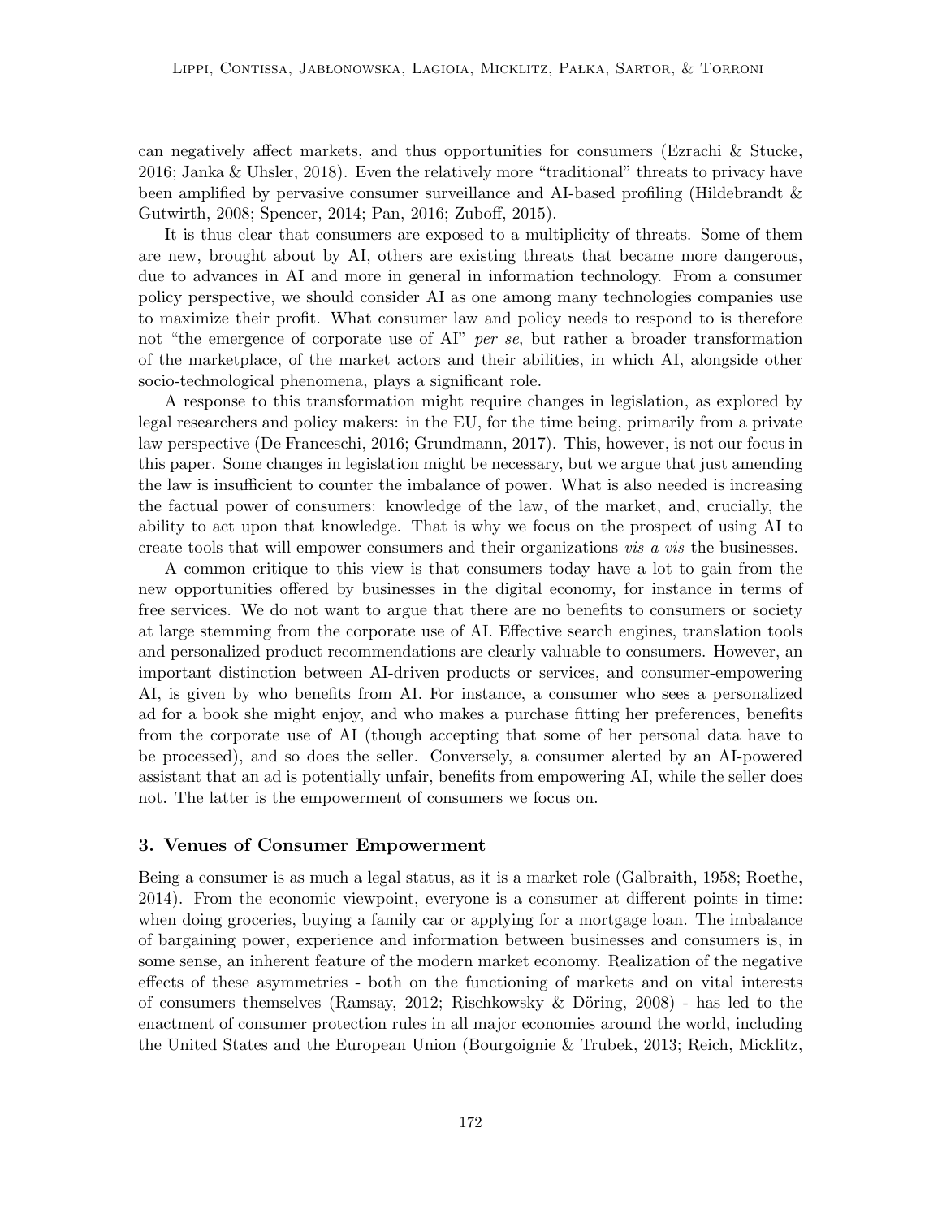can negatively affect markets, and thus opportunities for consumers (Ezrachi & Stucke, 2016; Janka & Uhsler, 2018). Even the relatively more "traditional" threats to privacy have been amplified by pervasive consumer surveillance and AI-based profiling (Hildebrandt & Gutwirth, 2008; Spencer, 2014; Pan, 2016; Zuboff, 2015).

It is thus clear that consumers are exposed to a multiplicity of threats. Some of them are new, brought about by AI, others are existing threats that became more dangerous, due to advances in AI and more in general in information technology. From a consumer policy perspective, we should consider AI as one among many technologies companies use to maximize their profit. What consumer law and policy needs to respond to is therefore not "the emergence of corporate use of AI" *per se*, but rather a broader transformation of the marketplace, of the market actors and their abilities, in which AI, alongside other socio-technological phenomena, plays a significant role.

A response to this transformation might require changes in legislation, as explored by legal researchers and policy makers: in the EU, for the time being, primarily from a private law perspective (De Franceschi, 2016; Grundmann, 2017). This, however, is not our focus in this paper. Some changes in legislation might be necessary, but we argue that just amending the law is insufficient to counter the imbalance of power. What is also needed is increasing the factual power of consumers: knowledge of the law, of the market, and, crucially, the ability to act upon that knowledge. That is why we focus on the prospect of using AI to create tools that will empower consumers and their organizations *vis a vis* the businesses.

A common critique to this view is that consumers today have a lot to gain from the new opportunities offered by businesses in the digital economy, for instance in terms of free services. We do not want to argue that there are no benefits to consumers or society at large stemming from the corporate use of AI. Effective search engines, translation tools and personalized product recommendations are clearly valuable to consumers. However, an important distinction between AI-driven products or services, and consumer-empowering AI, is given by who benefits from AI. For instance, a consumer who sees a personalized ad for a book she might enjoy, and who makes a purchase fitting her preferences, benefits from the corporate use of AI (though accepting that some of her personal data have to be processed), and so does the seller. Conversely, a consumer alerted by an AI-powered assistant that an ad is potentially unfair, benefits from empowering AI, while the seller does not. The latter is the empowerment of consumers we focus on.

## 3. Venues of Consumer Empowerment

Being a consumer is as much a legal status, as it is a market role (Galbraith, 1958; Roethe, 2014). From the economic viewpoint, everyone is a consumer at different points in time: when doing groceries, buying a family car or applying for a mortgage loan. The imbalance of bargaining power, experience and information between businesses and consumers is, in some sense, an inherent feature of the modern market economy. Realization of the negative effects of these asymmetries - both on the functioning of markets and on vital interests of consumers themselves (Ramsay, 2012; Rischkowsky & Döring, 2008) - has led to the enactment of consumer protection rules in all major economies around the world, including the United States and the European Union (Bourgoignie & Trubek, 2013; Reich, Micklitz,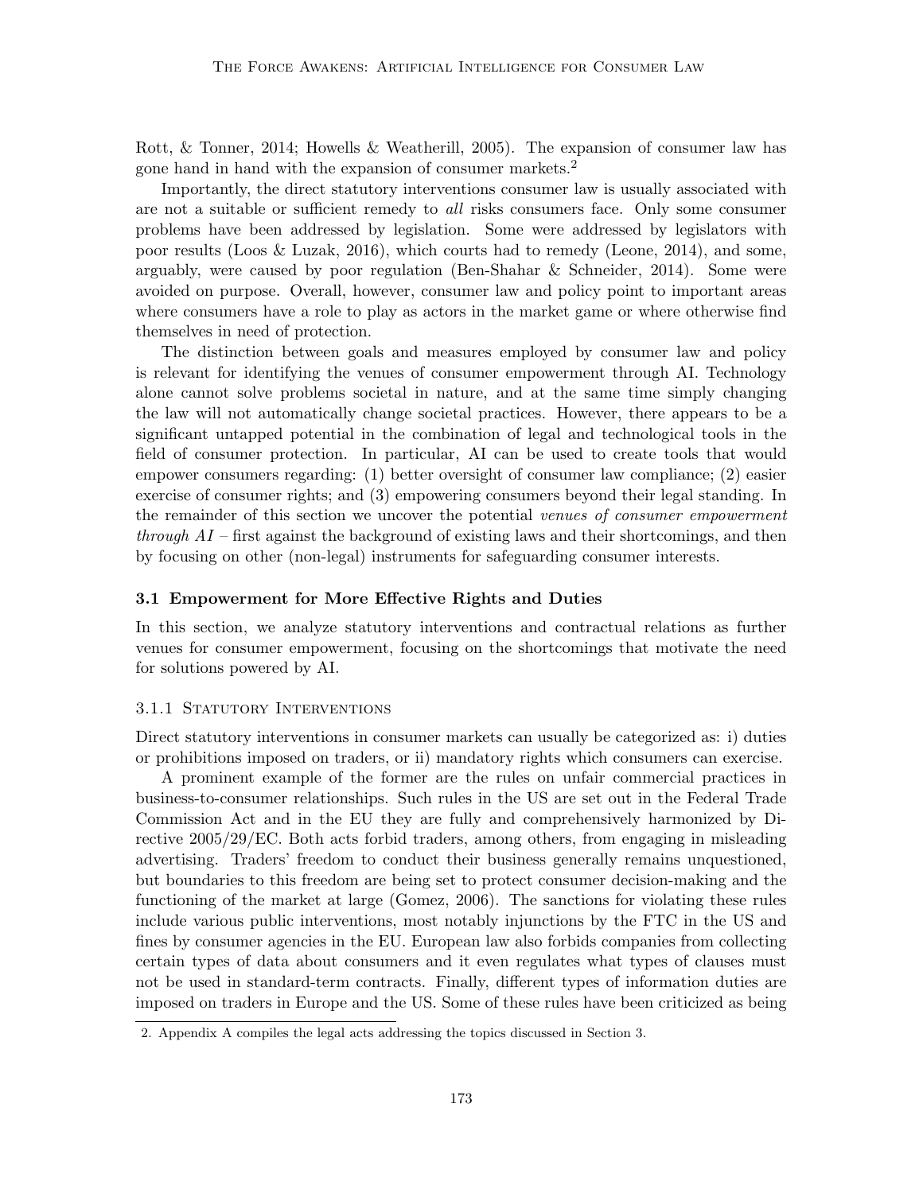Rott, & Tonner, 2014; Howells & Weatherill, 2005). The expansion of consumer law has gone hand in hand with the expansion of consumer markets.[2]

Importantly, the direct statutory interventions consumer law is usually associated with are not a suitable or sufficient remedy to *all* risks consumers face. Only some consumer problems have been addressed by legislation. Some were addressed by legislators with poor results (Loos & Luzak, 2016), which courts had to remedy (Leone, 2014), and some, arguably, were caused by poor regulation (Ben-Shahar & Schneider, 2014). Some were avoided on purpose. Overall, however, consumer law and policy point to important areas where consumers have a role to play as actors in the market game or where otherwise find themselves in need of protection.

The distinction between goals and measures employed by consumer law and policy is relevant for identifying the venues of consumer empowerment through AI. Technology alone cannot solve problems societal in nature, and at the same time simply changing the law will not automatically change societal practices. However, there appears to be a significant untapped potential in the combination of legal and technological tools in the field of consumer protection. In particular, AI can be used to create tools that would empower consumers regarding: (1) better oversight of consumer law compliance; (2) easier exercise of consumer rights; and (3) empowering consumers beyond their legal standing. In the remainder of this section we uncover the potential *venues of consumer empowerment through AI* – first against the background of existing laws and their shortcomings, and then by focusing on other (non-legal) instruments for safeguarding consumer interests.

### 3.1 Empowerment for More Effective Rights and Duties

In this section, we analyze statutory interventions and contractual relations as further venues for consumer empowerment, focusing on the shortcomings that motivate the need for solutions powered by AI.

#### 3.1.1 Statutory Interventions

Direct statutory interventions in consumer markets can usually be categorized as: i) duties or prohibitions imposed on traders, or ii) mandatory rights which consumers can exercise.

A prominent example of the former are the rules on unfair commercial practices in business-to-consumer relationships. Such rules in the US are set out in the Federal Trade Commission Act and in the EU they are fully and comprehensively harmonized by Directive 2005/29/EC. Both acts forbid traders, among others, from engaging in misleading advertising. Traders' freedom to conduct their business generally remains unquestioned, but boundaries to this freedom are being set to protect consumer decision-making and the functioning of the market at large (Gomez, 2006). The sanctions for violating these rules include various public interventions, most notably injunctions by the FTC in the US and fines by consumer agencies in the EU. European law also forbids companies from collecting certain types of data about consumers and it even regulates what types of clauses must not be used in standard-term contracts. Finally, different types of information duties are imposed on traders in Europe and the US. Some of these rules have been criticized as being

2. Appendix A compiles the legal acts addressing the topics discussed in Section 3.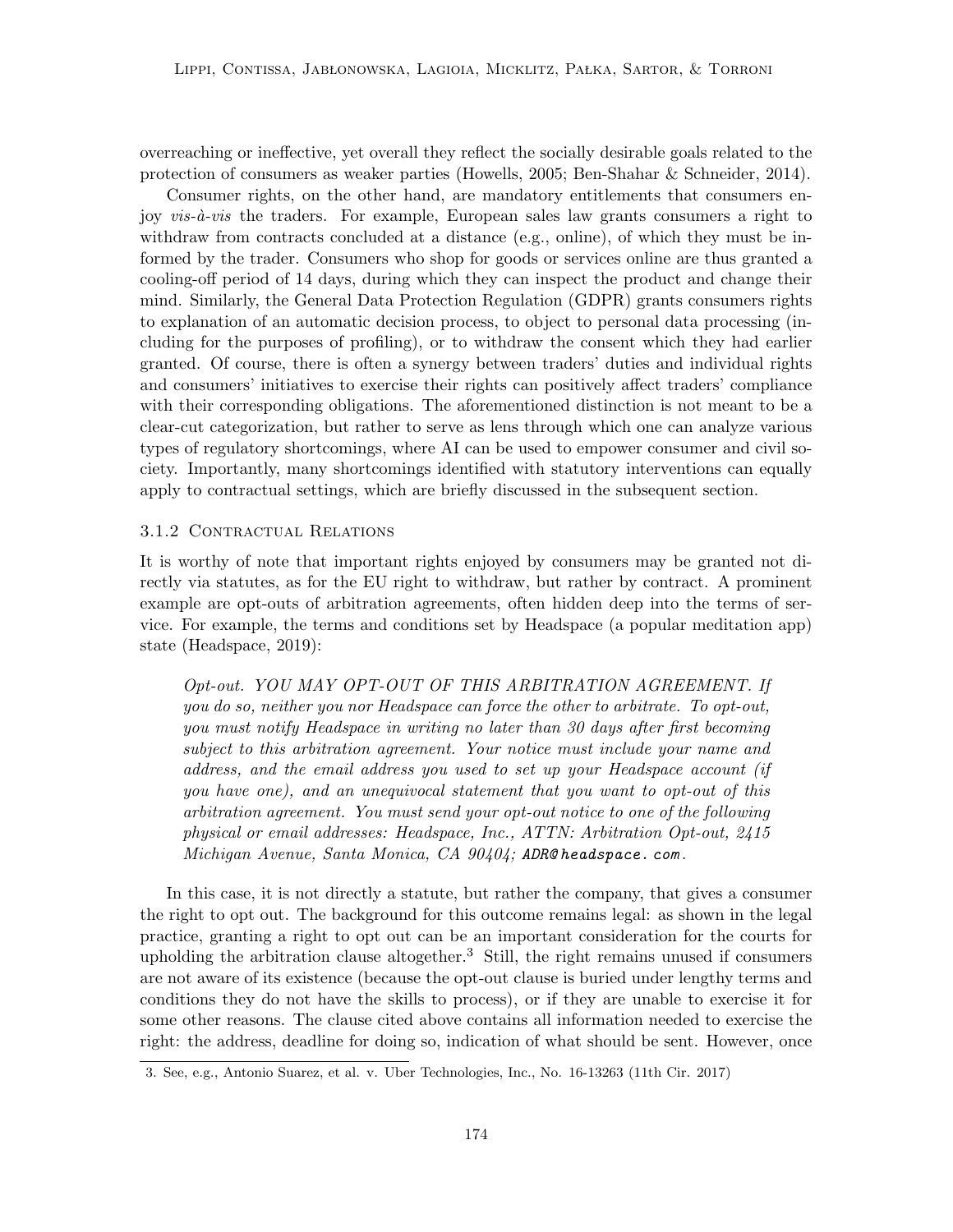overreaching or ineffective, yet overall they reflect the socially desirable goals related to the protection of consumers as weaker parties (Howells, 2005; Ben-Shahar & Schneider, 2014).

Consumer rights, on the other hand, are mandatory entitlements that consumers enjoy *vis-à-vis* the traders. For example, European sales law grants consumers a right to withdraw from contracts concluded at a distance (e.g., online), of which they must be informed by the trader. Consumers who shop for goods or services online are thus granted a cooling-off period of 14 days, during which they can inspect the product and change their mind. Similarly, the General Data Protection Regulation (GDPR) grants consumers rights to explanation of an automatic decision process, to object to personal data processing (including for the purposes of profiling), or to withdraw the consent which they had earlier granted. Of course, there is often a synergy between traders' duties and individual rights and consumers' initiatives to exercise their rights can positively affect traders' compliance with their corresponding obligations. The aforementioned distinction is not meant to be a clear-cut categorization, but rather to serve as lens through which one can analyze various types of regulatory shortcomings, where AI can be used to empower consumer and civil society. Importantly, many shortcomings identified with statutory interventions can equally apply to contractual settings, which are briefly discussed in the subsequent section.

### 3.1.2 Contractual Relations

It is worthy of note that important rights enjoyed by consumers may be granted not directly via statutes, as for the EU right to withdraw, but rather by contract. A prominent example are opt-outs of arbitration agreements, often hidden deep into the terms of service. For example, the terms and conditions set by Headspace (a popular meditation app) state (Headspace, 2019):

> *Opt-out. YOU MAY OPT-OUT OF THIS ARBITRATION AGREEMENT. If you do so, neither you nor Headspace can force the other to arbitrate. To opt-out, you must notify Headspace in writing no later than 30 days after first becoming subject to this arbitration agreement. Your notice must include your name and address, and the email address you used to set up your Headspace account (if you have one), and an unequivocal statement that you want to opt-out of this arbitration agreement. You must send your opt-out notice to one of the following physical or email addresses: Headspace, Inc., ATTN: Arbitration Opt-out, 2415 Michigan Avenue, Santa Monica, CA 90404;* `ADR@headspace.com`.

In this case, it is not directly a statute, but rather the company, that gives a consumer the right to opt out. The background for this outcome remains legal: as shown in the legal practice, granting a right to opt out can be an important consideration for the courts for upholding the arbitration clause altogether.[3] Still, the right remains unused if consumers are not aware of its existence (because the opt-out clause is buried under lengthy terms and conditions they do not have the skills to process), or if they are unable to exercise it for some other reasons. The clause cited above contains all information needed to exercise the right: the address, deadline for doing so, indication of what should be sent. However, once

3. See, e.g., Antonio Suarez, et al. v. Uber Technologies, Inc., No. 16-13263 (11th Cir. 2017)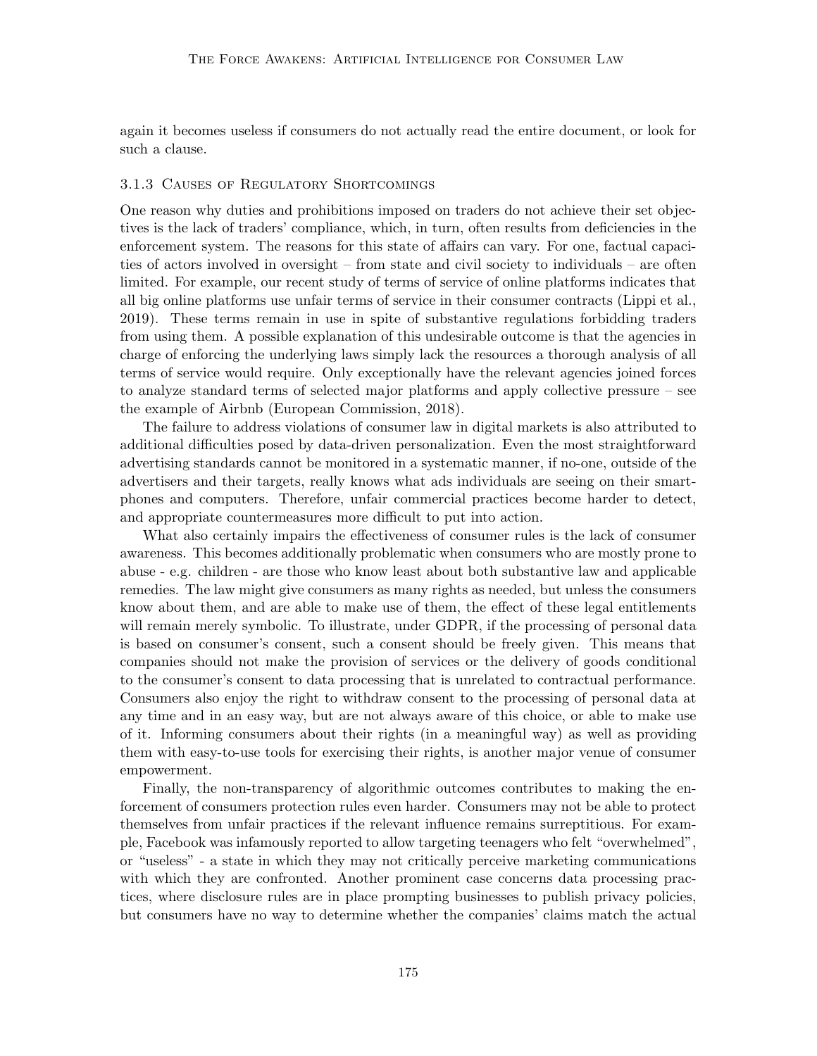again it becomes useless if consumers do not actually read the entire document, or look for such a clause.

### 3.1.3 Causes of Regulatory Shortcomings

One reason why duties and prohibitions imposed on traders do not achieve their set objectives is the lack of traders' compliance, which, in turn, often results from deficiencies in the enforcement system. The reasons for this state of affairs can vary. For one, factual capacities of actors involved in oversight – from state and civil society to individuals – are often limited. For example, our recent study of terms of service of online platforms indicates that all big online platforms use unfair terms of service in their consumer contracts (Lippi et al., 2019). These terms remain in use in spite of substantive regulations forbidding traders from using them. A possible explanation of this undesirable outcome is that the agencies in charge of enforcing the underlying laws simply lack the resources a thorough analysis of all terms of service would require. Only exceptionally have the relevant agencies joined forces to analyze standard terms of selected major platforms and apply collective pressure – see the example of Airbnb (European Commission, 2018).

The failure to address violations of consumer law in digital markets is also attributed to additional difficulties posed by data-driven personalization. Even the most straightforward advertising standards cannot be monitored in a systematic manner, if no-one, outside of the advertisers and their targets, really knows what ads individuals are seeing on their smartphones and computers. Therefore, unfair commercial practices become harder to detect, and appropriate countermeasures more difficult to put into action.

What also certainly impairs the effectiveness of consumer rules is the lack of consumer awareness. This becomes additionally problematic when consumers who are mostly prone to abuse - e.g. children - are those who know least about both substantive law and applicable remedies. The law might give consumers as many rights as needed, but unless the consumers know about them, and are able to make use of them, the effect of these legal entitlements will remain merely symbolic. To illustrate, under GDPR, if the processing of personal data is based on consumer's consent, such a consent should be freely given. This means that companies should not make the provision of services or the delivery of goods conditional to the consumer's consent to data processing that is unrelated to contractual performance. Consumers also enjoy the right to withdraw consent to the processing of personal data at any time and in an easy way, but are not always aware of this choice, or able to make use of it. Informing consumers about their rights (in a meaningful way) as well as providing them with easy-to-use tools for exercising their rights, is another major venue of consumer empowerment.

Finally, the non-transparency of algorithmic outcomes contributes to making the enforcement of consumers protection rules even harder. Consumers may not be able to protect themselves from unfair practices if the relevant influence remains surreptitious. For example, Facebook was infamously reported to allow targeting teenagers who felt "overwhelmed", or "useless" - a state in which they may not critically perceive marketing communications with which they are confronted. Another prominent case concerns data processing practices, where disclosure rules are in place prompting businesses to publish privacy policies, but consumers have no way to determine whether the companies' claims match the actual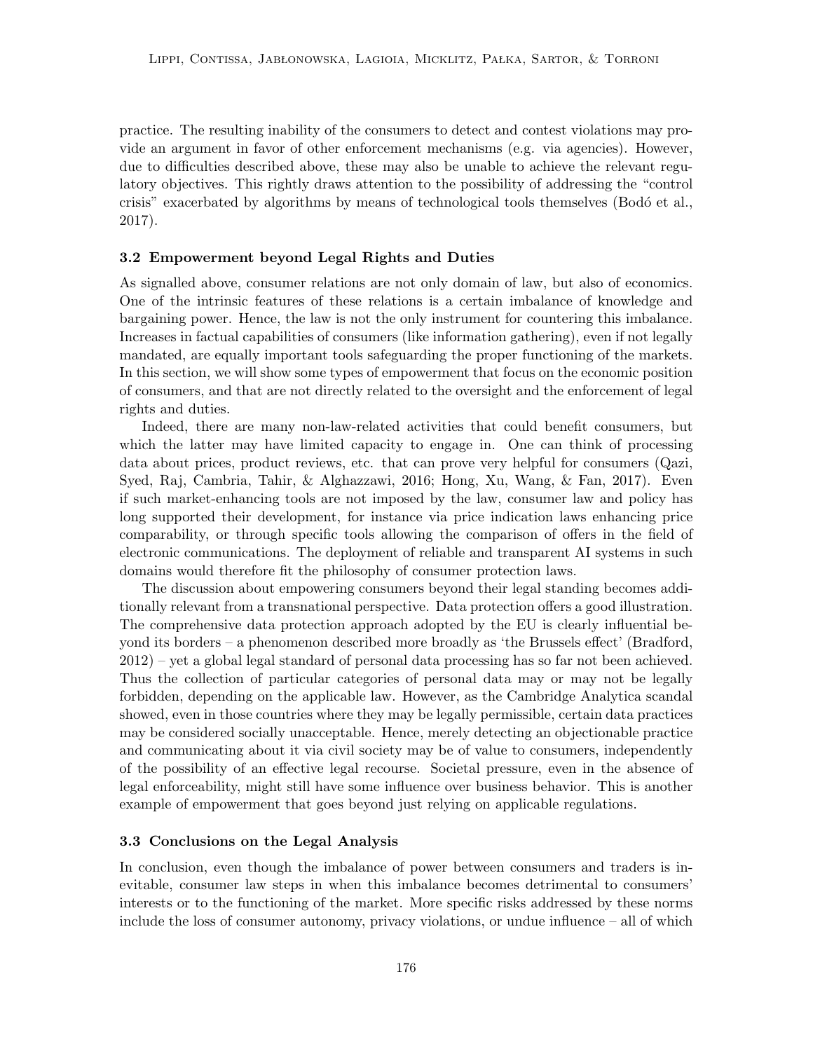practice. The resulting inability of the consumers to detect and contest violations may provide an argument in favor of other enforcement mechanisms (e.g. via agencies). However, due to difficulties described above, these may also be unable to achieve the relevant regulatory objectives. This rightly draws attention to the possibility of addressing the "control crisis" exacerbated by algorithms by means of technological tools themselves (Bodó et al., 2017).

### 3.2 Empowerment beyond Legal Rights and Duties

As signalled above, consumer relations are not only domain of law, but also of economics. One of the intrinsic features of these relations is a certain imbalance of knowledge and bargaining power. Hence, the law is not the only instrument for countering this imbalance. Increases in factual capabilities of consumers (like information gathering), even if not legally mandated, are equally important tools safeguarding the proper functioning of the markets. In this section, we will show some types of empowerment that focus on the economic position of consumers, and that are not directly related to the oversight and the enforcement of legal rights and duties.

Indeed, there are many non-law-related activities that could benefit consumers, but which the latter may have limited capacity to engage in. One can think of processing data about prices, product reviews, etc. that can prove very helpful for consumers (Qazi, Syed, Raj, Cambria, Tahir, & Alghazzawi, 2016; Hong, Xu, Wang, & Fan, 2017). Even if such market-enhancing tools are not imposed by the law, consumer law and policy has long supported their development, for instance via price indication laws enhancing price comparability, or through specific tools allowing the comparison of offers in the field of electronic communications. The deployment of reliable and transparent AI systems in such domains would therefore fit the philosophy of consumer protection laws.

The discussion about empowering consumers beyond their legal standing becomes additionally relevant from a transnational perspective. Data protection offers a good illustration. The comprehensive data protection approach adopted by the EU is clearly influential beyond its borders – a phenomenon described more broadly as 'the Brussels effect' (Bradford, 2012) – yet a global legal standard of personal data processing has so far not been achieved. Thus the collection of particular categories of personal data may or may not be legally forbidden, depending on the applicable law. However, as the Cambridge Analytica scandal showed, even in those countries where they may be legally permissible, certain data practices may be considered socially unacceptable. Hence, merely detecting an objectionable practice and communicating about it via civil society may be of value to consumers, independently of the possibility of an effective legal recourse. Societal pressure, even in the absence of legal enforceability, might still have some influence over business behavior. This is another example of empowerment that goes beyond just relying on applicable regulations.

### 3.3 Conclusions on the Legal Analysis

In conclusion, even though the imbalance of power between consumers and traders is inevitable, consumer law steps in when this imbalance becomes detrimental to consumers' interests or to the functioning of the market. More specific risks addressed by these norms include the loss of consumer autonomy, privacy violations, or undue influence – all of which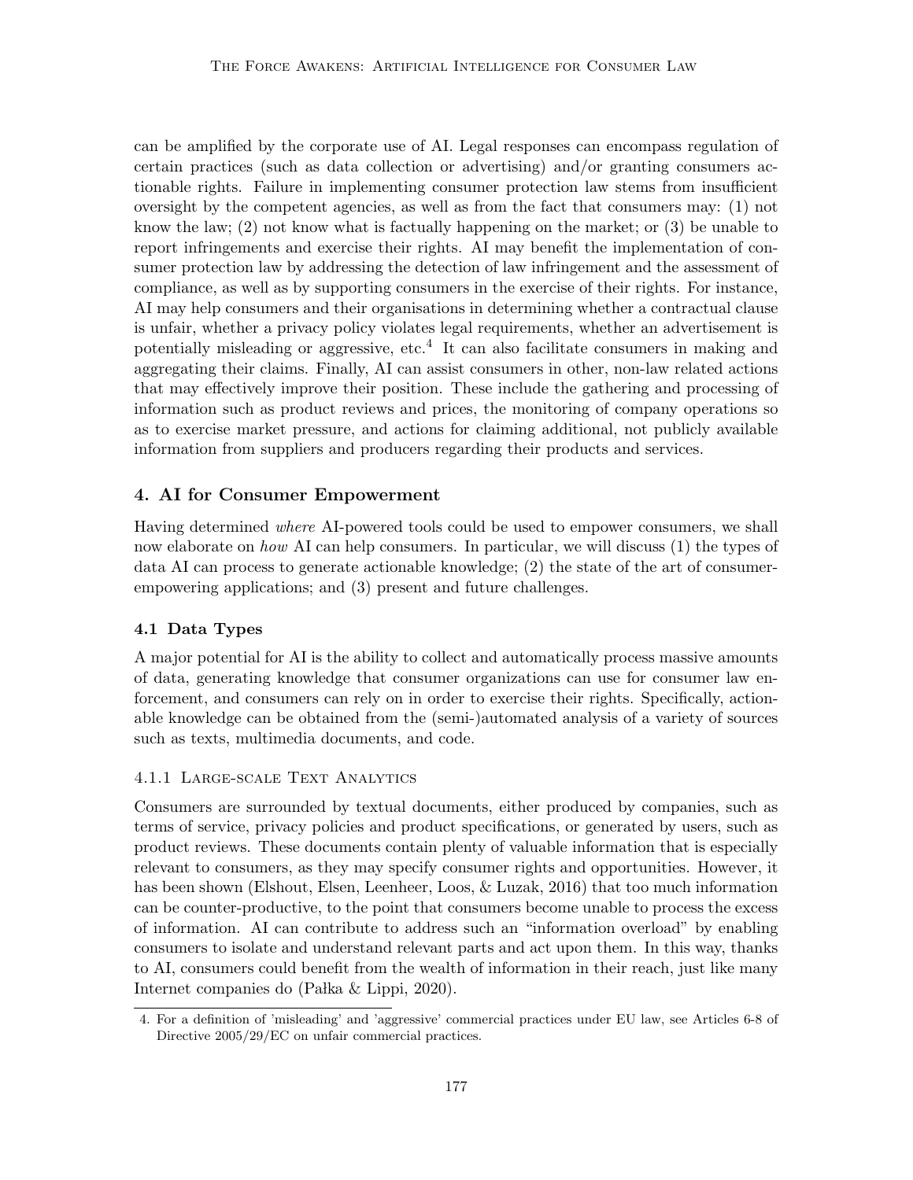can be amplified by the corporate use of AI. Legal responses can encompass regulation of certain practices (such as data collection or advertising) and/or granting consumers actionable rights. Failure in implementing consumer protection law stems from insufficient oversight by the competent agencies, as well as from the fact that consumers may: (1) not know the law; (2) not know what is factually happening on the market; or (3) be unable to report infringements and exercise their rights. AI may benefit the implementation of consumer protection law by addressing the detection of law infringement and the assessment of compliance, as well as by supporting consumers in the exercise of their rights. For instance, AI may help consumers and their organisations in determining whether a contractual clause is unfair, whether a privacy policy violates legal requirements, whether an advertisement is potentially misleading or aggressive, etc.[4] It can also facilitate consumers in making and aggregating their claims. Finally, AI can assist consumers in other, non-law related actions that may effectively improve their position. These include the gathering and processing of information such as product reviews and prices, the monitoring of company operations so as to exercise market pressure, and actions for claiming additional, not publicly available information from suppliers and producers regarding their products and services.

## 4. AI for Consumer Empowerment

Having determined *where* AI-powered tools could be used to empower consumers, we shall now elaborate on *how* AI can help consumers. In particular, we will discuss (1) the types of data AI can process to generate actionable knowledge; (2) the state of the art of consumer-empowering applications; and (3) present and future challenges.

### 4.1 Data Types

A major potential for AI is the ability to collect and automatically process massive amounts of data, generating knowledge that consumer organizations can use for consumer law enforcement, and consumers can rely on in order to exercise their rights. Specifically, actionable knowledge can be obtained from the (semi-)automated analysis of a variety of sources such as texts, multimedia documents, and code.

#### 4.1.1 Large-scale Text Analytics

Consumers are surrounded by textual documents, either produced by companies, such as terms of service, privacy policies and product specifications, or generated by users, such as product reviews. These documents contain plenty of valuable information that is especially relevant to consumers, as they may specify consumer rights and opportunities. However, it has been shown (Elshout, Elsen, Leenheer, Loos, & Luzak, 2016) that too much information can be counter-productive, to the point that consumers become unable to process the excess of information. AI can contribute to address such an "information overload" by enabling consumers to isolate and understand relevant parts and act upon them. In this way, thanks to AI, consumers could benefit from the wealth of information in their reach, just like many Internet companies do (Pałka & Lippi, 2020).

4. For a definition of 'misleading' and 'aggressive' commercial practices under EU law, see Articles 6-8 of Directive 2005/29/EC on unfair commercial practices.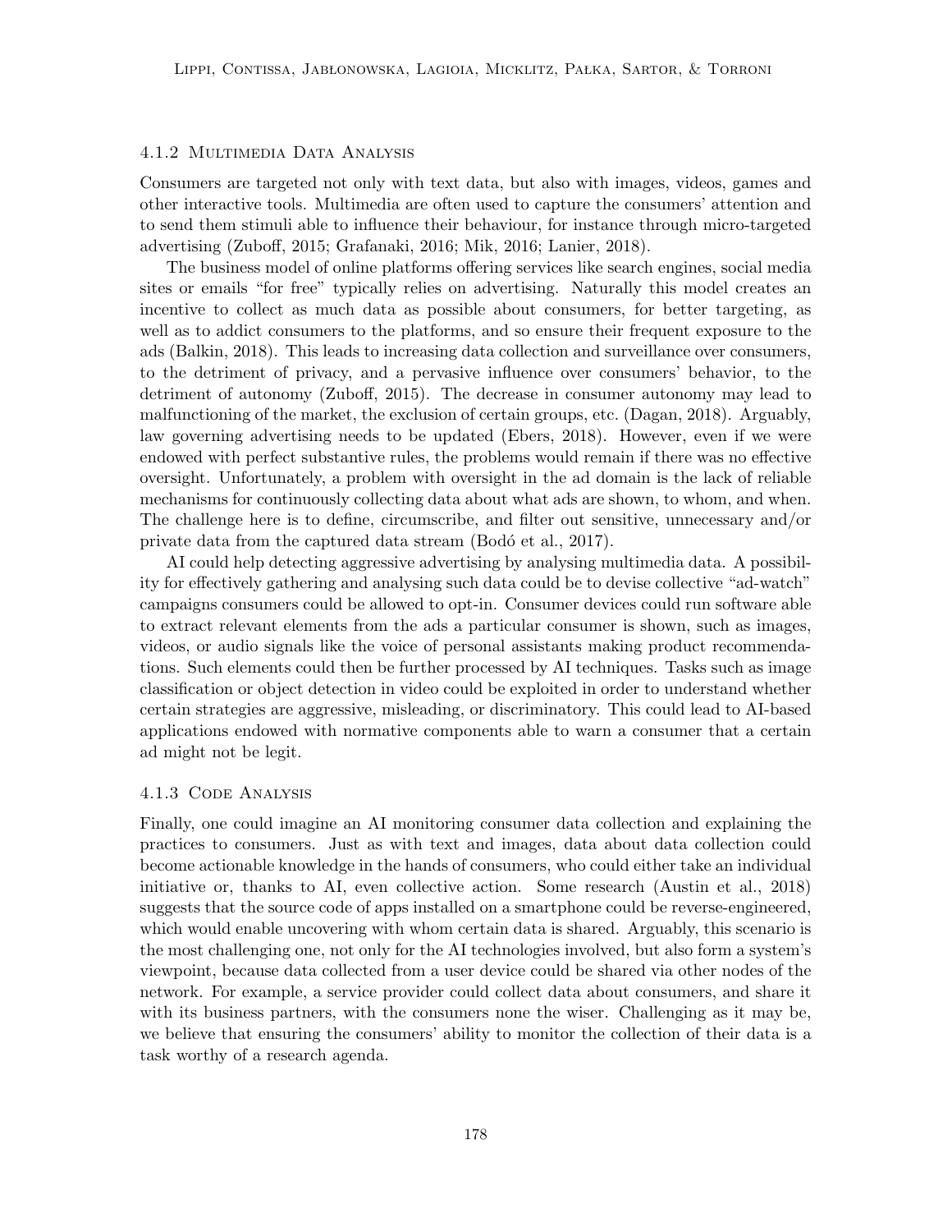#### 4.1.2 Multimedia Data Analysis

Consumers are targeted not only with text data, but also with images, videos, games and other interactive tools. Multimedia are often used to capture the consumers' attention and to send them stimuli able to influence their behaviour, for instance through micro-targeted advertising (Zuboff, 2015; Grafanaki, 2016; Mik, 2016; Lanier, 2018).

The business model of online platforms offering services like search engines, social media sites or emails "for free" typically relies on advertising. Naturally this model creates an incentive to collect as much data as possible about consumers, for better targeting, as well as to addict consumers to the platforms, and so ensure their frequent exposure to the ads (Balkin, 2018). This leads to increasing data collection and surveillance over consumers, to the detriment of privacy, and a pervasive influence over consumers' behavior, to the detriment of autonomy (Zuboff, 2015). The decrease in consumer autonomy may lead to malfunctioning of the market, the exclusion of certain groups, etc. (Dagan, 2018). Arguably, law governing advertising needs to be updated (Ebers, 2018). However, even if we were endowed with perfect substantive rules, the problems would remain if there was no effective oversight. Unfortunately, a problem with oversight in the ad domain is the lack of reliable mechanisms for continuously collecting data about what ads are shown, to whom, and when. The challenge here is to define, circumscribe, and filter out sensitive, unnecessary and/or private data from the captured data stream (Bodó et al., 2017).

AI could help detecting aggressive advertising by analysing multimedia data. A possibility for effectively gathering and analysing such data could be to devise collective "ad-watch" campaigns consumers could be allowed to opt-in. Consumer devices could run software able to extract relevant elements from the ads a particular consumer is shown, such as images, videos, or audio signals like the voice of personal assistants making product recommendations. Such elements could then be further processed by AI techniques. Tasks such as image classification or object detection in video could be exploited in order to understand whether certain strategies are aggressive, misleading, or discriminatory. This could lead to AI-based applications endowed with normative components able to warn a consumer that a certain ad might not be legit.

#### 4.1.3 Code Analysis

Finally, one could imagine an AI monitoring consumer data collection and explaining the practices to consumers. Just as with text and images, data about data collection could become actionable knowledge in the hands of consumers, who could either take an individual initiative or, thanks to AI, even collective action. Some research (Austin et al., 2018) suggests that the source code of apps installed on a smartphone could be reverse-engineered, which would enable uncovering with whom certain data is shared. Arguably, this scenario is the most challenging one, not only for the AI technologies involved, but also form a system's viewpoint, because data collected from a user device could be shared via other nodes of the network. For example, a service provider could collect data about consumers, and share it with its business partners, with the consumers none the wiser. Challenging as it may be, we believe that ensuring the consumers' ability to monitor the collection of their data is a task worthy of a research agenda.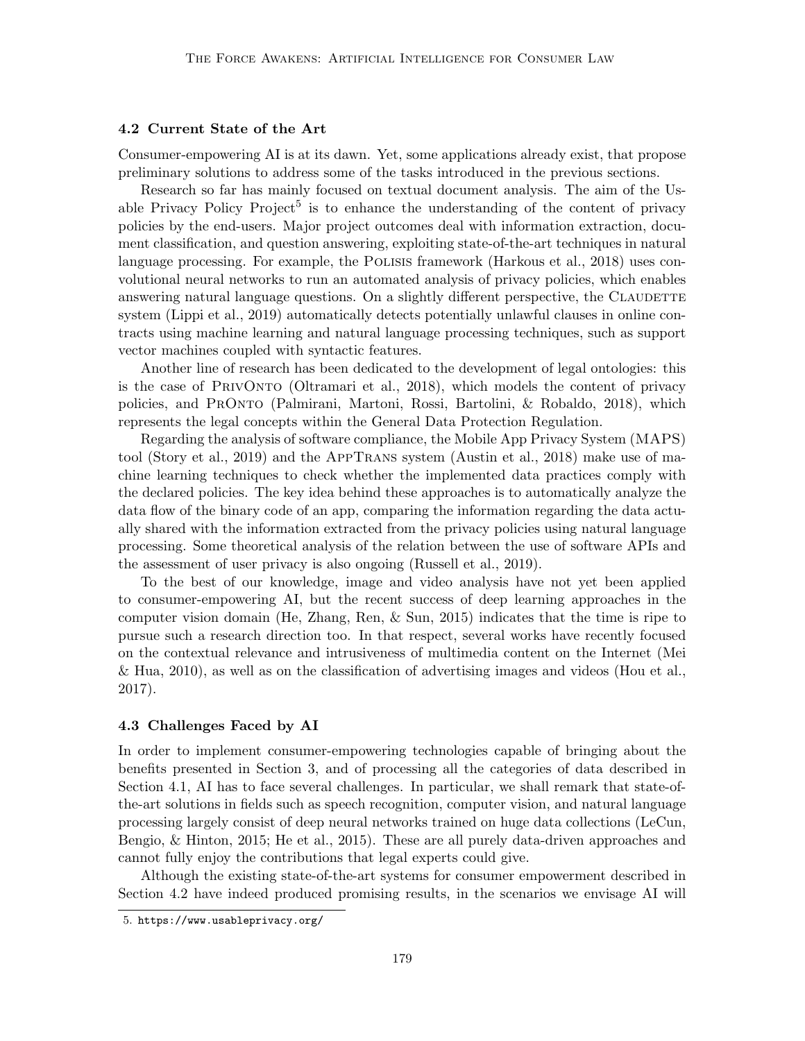### 4.2 Current State of the Art

Consumer-empowering AI is at its dawn. Yet, some applications already exist, that propose preliminary solutions to address some of the tasks introduced in the previous sections.

Research so far has mainly focused on textual document analysis. The aim of the Usable Privacy Policy Project[5] is to enhance the understanding of the content of privacy policies by the end-users. Major project outcomes deal with information extraction, document classification, and question answering, exploiting state-of-the-art techniques in natural language processing. For example, the Polisis framework (Harkous et al., 2018) uses convolutional neural networks to run an automated analysis of privacy policies, which enables answering natural language questions. On a slightly different perspective, the Claudette system (Lippi et al., 2019) automatically detects potentially unlawful clauses in online contracts using machine learning and natural language processing techniques, such as support vector machines coupled with syntactic features.

Another line of research has been dedicated to the development of legal ontologies: this is the case of PrivOnto (Oltramari et al., 2018), which models the content of privacy policies, and PrOnto (Palmirani, Martoni, Rossi, Bartolini, & Robaldo, 2018), which represents the legal concepts within the General Data Protection Regulation.

Regarding the analysis of software compliance, the Mobile App Privacy System (MAPS) tool (Story et al., 2019) and the AppTrans system (Austin et al., 2018) make use of machine learning techniques to check whether the implemented data practices comply with the declared policies. The key idea behind these approaches is to automatically analyze the data flow of the binary code of an app, comparing the information regarding the data actually shared with the information extracted from the privacy policies using natural language processing. Some theoretical analysis of the relation between the use of software APIs and the assessment of user privacy is also ongoing (Russell et al., 2019).

To the best of our knowledge, image and video analysis have not yet been applied to consumer-empowering AI, but the recent success of deep learning approaches in the computer vision domain (He, Zhang, Ren, & Sun, 2015) indicates that the time is ripe to pursue such a research direction too. In that respect, several works have recently focused on the contextual relevance and intrusiveness of multimedia content on the Internet (Mei & Hua, 2010), as well as on the classification of advertising images and videos (Hou et al., 2017).

### 4.3 Challenges Faced by AI

In order to implement consumer-empowering technologies capable of bringing about the benefits presented in Section 3, and of processing all the categories of data described in Section 4.1, AI has to face several challenges. In particular, we shall remark that state-of-the-art solutions in fields such as speech recognition, computer vision, and natural language processing largely consist of deep neural networks trained on huge data collections (LeCun, Bengio, & Hinton, 2015; He et al., 2015). These are all purely data-driven approaches and cannot fully enjoy the contributions that legal experts could give.

Although the existing state-of-the-art systems for consumer empowerment described in Section 4.2 have indeed produced promising results, in the scenarios we envisage AI will

5. https://www.usableprivacy.org/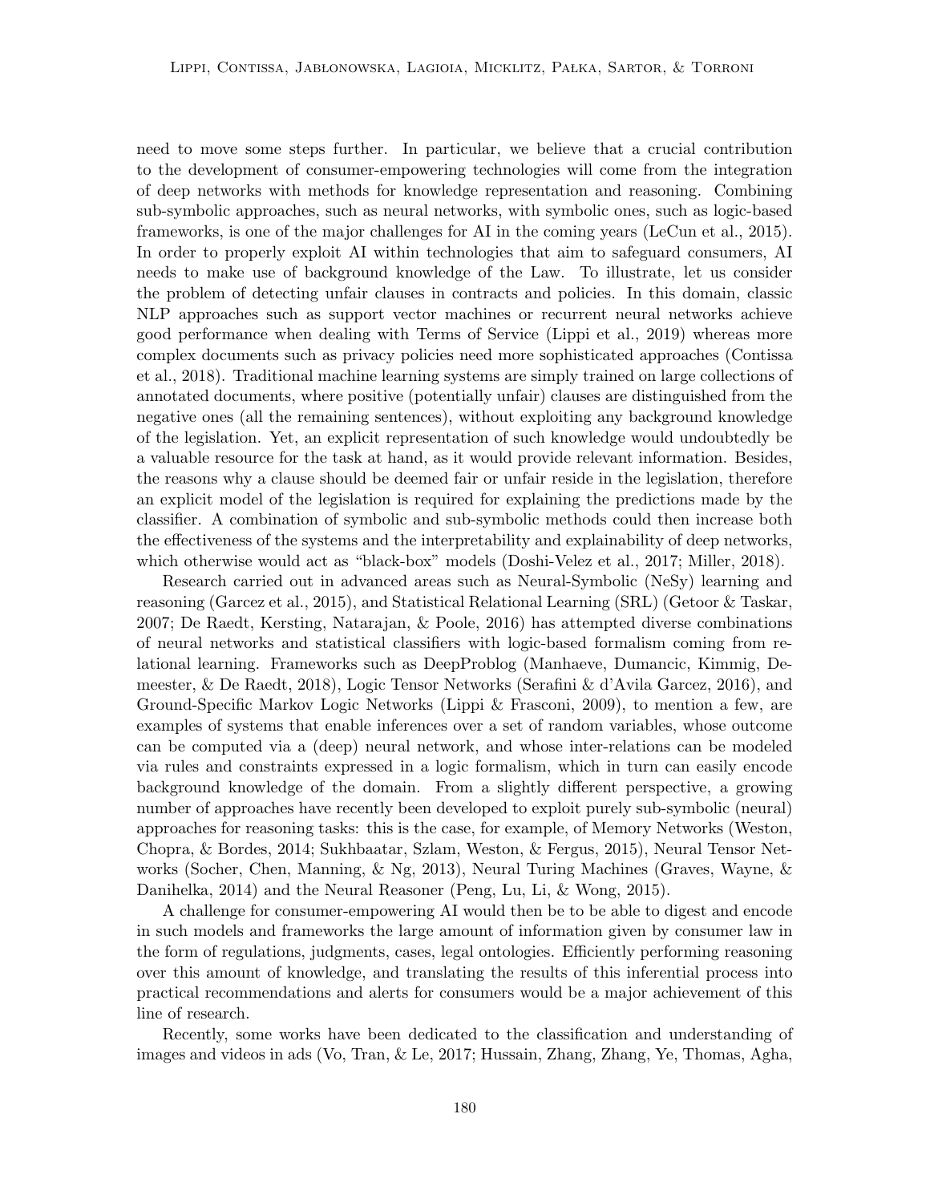need to move some steps further. In particular, we believe that a crucial contribution to the development of consumer-empowering technologies will come from the integration of deep networks with methods for knowledge representation and reasoning. Combining sub-symbolic approaches, such as neural networks, with symbolic ones, such as logic-based frameworks, is one of the major challenges for AI in the coming years (LeCun et al., 2015). In order to properly exploit AI within technologies that aim to safeguard consumers, AI needs to make use of background knowledge of the Law. To illustrate, let us consider the problem of detecting unfair clauses in contracts and policies. In this domain, classic NLP approaches such as support vector machines or recurrent neural networks achieve good performance when dealing with Terms of Service (Lippi et al., 2019) whereas more complex documents such as privacy policies need more sophisticated approaches (Contissa et al., 2018). Traditional machine learning systems are simply trained on large collections of annotated documents, where positive (potentially unfair) clauses are distinguished from the negative ones (all the remaining sentences), without exploiting any background knowledge of the legislation. Yet, an explicit representation of such knowledge would undoubtedly be a valuable resource for the task at hand, as it would provide relevant information. Besides, the reasons why a clause should be deemed fair or unfair reside in the legislation, therefore an explicit model of the legislation is required for explaining the predictions made by the classifier. A combination of symbolic and sub-symbolic methods could then increase both the effectiveness of the systems and the interpretability and explainability of deep networks, which otherwise would act as "black-box" models (Doshi-Velez et al., 2017; Miller, 2018).

Research carried out in advanced areas such as Neural-Symbolic (NeSy) learning and reasoning (Garcez et al., 2015), and Statistical Relational Learning (SRL) (Getoor & Taskar, 2007; De Raedt, Kersting, Natarajan, & Poole, 2016) has attempted diverse combinations of neural networks and statistical classifiers with logic-based formalism coming from relational learning. Frameworks such as DeepProblog (Manhaeve, Dumancic, Kimmig, Demeester, & De Raedt, 2018), Logic Tensor Networks (Serafini & d'Avila Garcez, 2016), and Ground-Specific Markov Logic Networks (Lippi & Frasconi, 2009), to mention a few, are examples of systems that enable inferences over a set of random variables, whose outcome can be computed via a (deep) neural network, and whose inter-relations can be modeled via rules and constraints expressed in a logic formalism, which in turn can easily encode background knowledge of the domain. From a slightly different perspective, a growing number of approaches have recently been developed to exploit purely sub-symbolic (neural) approaches for reasoning tasks: this is the case, for example, of Memory Networks (Weston, Chopra, & Bordes, 2014; Sukhbaatar, Szlam, Weston, & Fergus, 2015), Neural Tensor Networks (Socher, Chen, Manning, & Ng, 2013), Neural Turing Machines (Graves, Wayne, & Danihelka, 2014) and the Neural Reasoner (Peng, Lu, Li, & Wong, 2015).

A challenge for consumer-empowering AI would then be to be able to digest and encode in such models and frameworks the large amount of information given by consumer law in the form of regulations, judgments, cases, legal ontologies. Efficiently performing reasoning over this amount of knowledge, and translating the results of this inferential process into practical recommendations and alerts for consumers would be a major achievement of this line of research.

Recently, some works have been dedicated to the classification and understanding of images and videos in ads (Vo, Tran, & Le, 2017; Hussain, Zhang, Zhang, Ye, Thomas, Agha,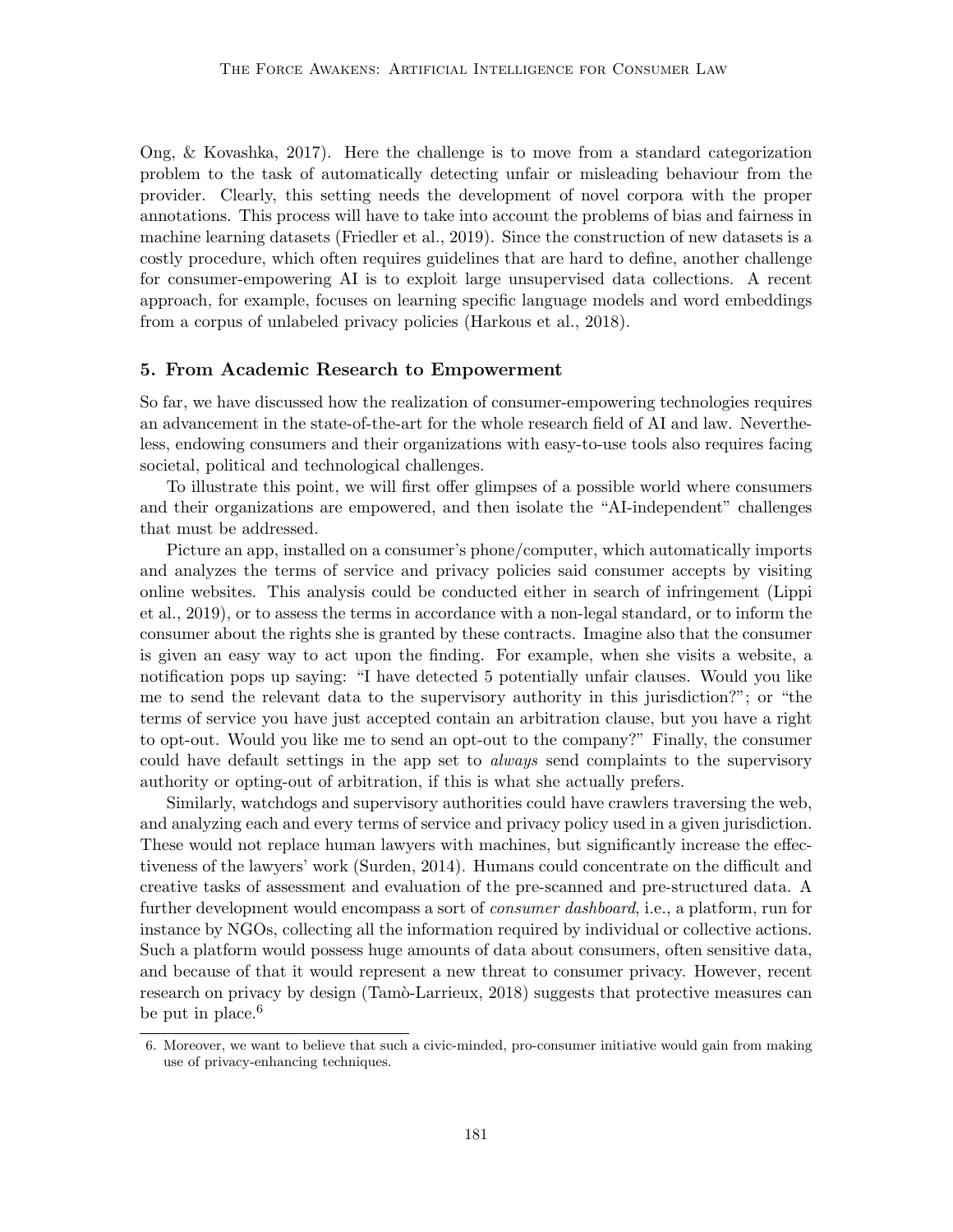Ong, & Kovashka, 2017). Here the challenge is to move from a standard categorization problem to the task of automatically detecting unfair or misleading behaviour from the provider. Clearly, this setting needs the development of novel corpora with the proper annotations. This process will have to take into account the problems of bias and fairness in machine learning datasets (Friedler et al., 2019). Since the construction of new datasets is a costly procedure, which often requires guidelines that are hard to define, another challenge for consumer-empowering AI is to exploit large unsupervised data collections. A recent approach, for example, focuses on learning specific language models and word embeddings from a corpus of unlabeled privacy policies (Harkous et al., 2018).

## 5. From Academic Research to Empowerment

So far, we have discussed how the realization of consumer-empowering technologies requires an advancement in the state-of-the-art for the whole research field of AI and law. Nevertheless, endowing consumers and their organizations with easy-to-use tools also requires facing societal, political and technological challenges.

To illustrate this point, we will first offer glimpses of a possible world where consumers and their organizations are empowered, and then isolate the "AI-independent" challenges that must be addressed.

Picture an app, installed on a consumer's phone/computer, which automatically imports and analyzes the terms of service and privacy policies said consumer accepts by visiting online websites. This analysis could be conducted either in search of infringement (Lippi et al., 2019), or to assess the terms in accordance with a non-legal standard, or to inform the consumer about the rights she is granted by these contracts. Imagine also that the consumer is given an easy way to act upon the finding. For example, when she visits a website, a notification pops up saying: "I have detected 5 potentially unfair clauses. Would you like me to send the relevant data to the supervisory authority in this jurisdiction?"; or "the terms of service you have just accepted contain an arbitration clause, but you have a right to opt-out. Would you like me to send an opt-out to the company?" Finally, the consumer could have default settings in the app set to *always* send complaints to the supervisory authority or opting-out of arbitration, if this is what she actually prefers.

Similarly, watchdogs and supervisory authorities could have crawlers traversing the web, and analyzing each and every terms of service and privacy policy used in a given jurisdiction. These would not replace human lawyers with machines, but significantly increase the effectiveness of the lawyers' work (Surden, 2014). Humans could concentrate on the difficult and creative tasks of assessment and evaluation of the pre-scanned and pre-structured data. A further development would encompass a sort of *consumer dashboard*, i.e., a platform, run for instance by NGOs, collecting all the information required by individual or collective actions. Such a platform would possess huge amounts of data about consumers, often sensitive data, and because of that it would represent a new threat to consumer privacy. However, recent research on privacy by design (Tamò-Larrieux, 2018) suggests that protective measures can be put in place.[6]

6. Moreover, we want to believe that such a civic-minded, pro-consumer initiative would gain from making use of privacy-enhancing techniques.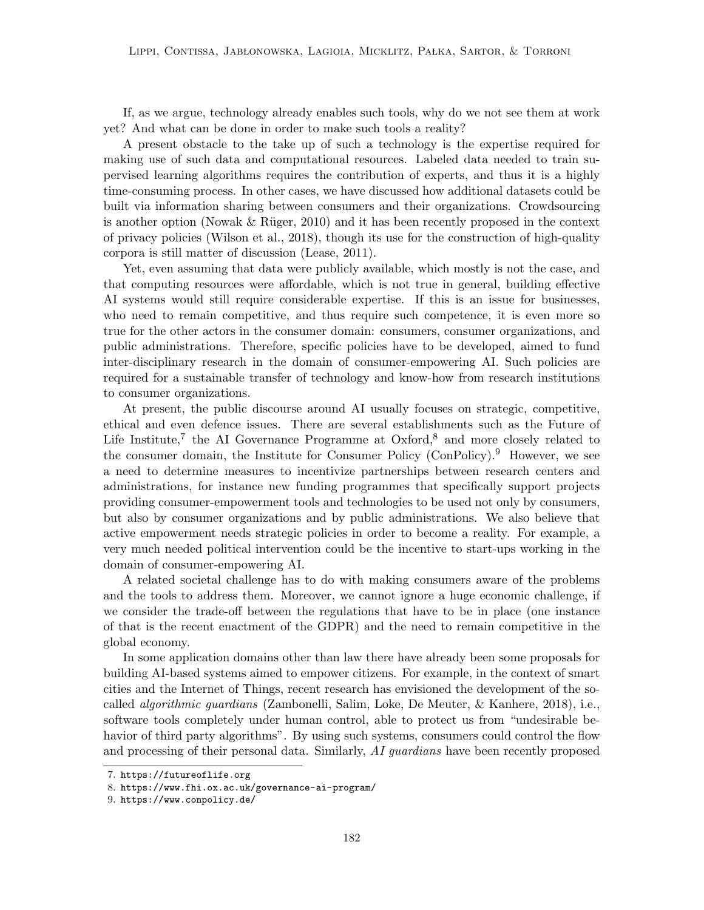If, as we argue, technology already enables such tools, why do we not see them at work yet? And what can be done in order to make such tools a reality?

A present obstacle to the take up of such a technology is the expertise required for making use of such data and computational resources. Labeled data needed to train supervised learning algorithms requires the contribution of experts, and thus it is a highly time-consuming process. In other cases, we have discussed how additional datasets could be built via information sharing between consumers and their organizations. Crowdsourcing is another option (Nowak & Rüger, 2010) and it has been recently proposed in the context of privacy policies (Wilson et al., 2018), though its use for the construction of high-quality corpora is still matter of discussion (Lease, 2011).

Yet, even assuming that data were publicly available, which mostly is not the case, and that computing resources were affordable, which is not true in general, building effective AI systems would still require considerable expertise. If this is an issue for businesses, who need to remain competitive, and thus require such competence, it is even more so true for the other actors in the consumer domain: consumers, consumer organizations, and public administrations. Therefore, specific policies have to be developed, aimed to fund inter-disciplinary research in the domain of consumer-empowering AI. Such policies are required for a sustainable transfer of technology and know-how from research institutions to consumer organizations.

At present, the public discourse around AI usually focuses on strategic, competitive, ethical and even defence issues. There are several establishments such as the Future of Life Institute,[7] the AI Governance Programme at Oxford,[8] and more closely related to the consumer domain, the Institute for Consumer Policy (ConPolicy).[9] However, we see a need to determine measures to incentivize partnerships between research centers and administrations, for instance new funding programmes that specifically support projects providing consumer-empowerment tools and technologies to be used not only by consumers, but also by consumer organizations and by public administrations. We also believe that active empowerment needs strategic policies in order to become a reality. For example, a very much needed political intervention could be the incentive to start-ups working in the domain of consumer-empowering AI.

A related societal challenge has to do with making consumers aware of the problems and the tools to address them. Moreover, we cannot ignore a huge economic challenge, if we consider the trade-off between the regulations that have to be in place (one instance of that is the recent enactment of the GDPR) and the need to remain competitive in the global economy.

In some application domains other than law there have already been some proposals for building AI-based systems aimed to empower citizens. For example, in the context of smart cities and the Internet of Things, recent research has envisioned the development of the so-called *algorithmic guardians* (Zambonelli, Salim, Loke, De Meuter, & Kanhere, 2018), i.e., software tools completely under human control, able to protect us from "undesirable behavior of third party algorithms". By using such systems, consumers could control the flow and processing of their personal data. Similarly, *AI guardians* have been recently proposed

7. https://futureoflife.org
8. https://www.fhi.ox.ac.uk/governance-ai-program/
9. https://www.conpolicy.de/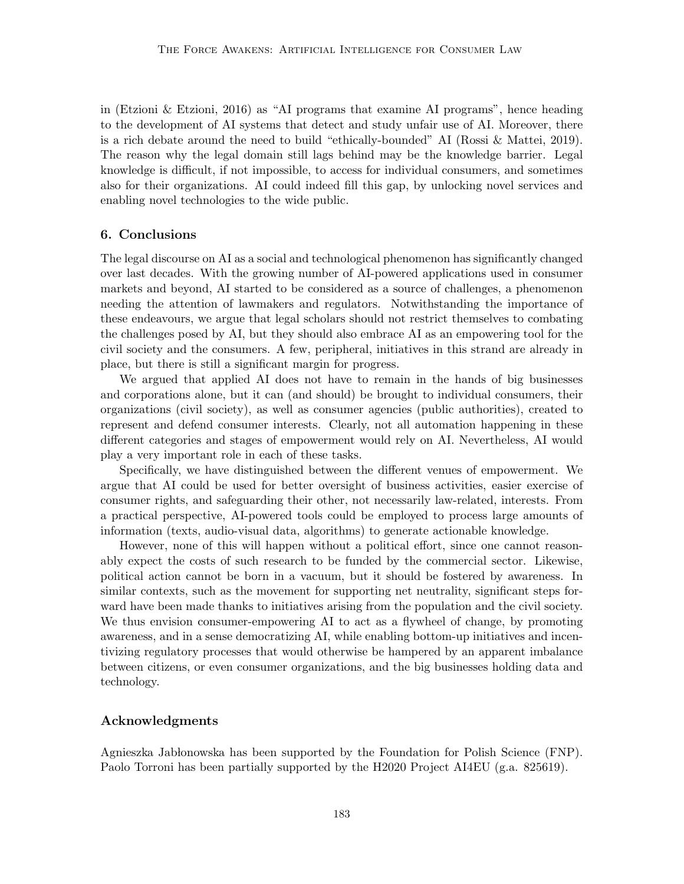in (Etzioni & Etzioni, 2016) as “AI programs that examine AI programs”, hence heading to the development of AI systems that detect and study unfair use of AI. Moreover, there is a rich debate around the need to build “ethically-bounded” AI (Rossi & Mattei, 2019). The reason why the legal domain still lags behind may be the knowledge barrier. Legal knowledge is difficult, if not impossible, to access for individual consumers, and sometimes also for their organizations. AI could indeed fill this gap, by unlocking novel services and enabling novel technologies to the wide public.

## 6. Conclusions

The legal discourse on AI as a social and technological phenomenon has significantly changed over last decades. With the growing number of AI-powered applications used in consumer markets and beyond, AI started to be considered as a source of challenges, a phenomenon needing the attention of lawmakers and regulators. Notwithstanding the importance of these endeavours, we argue that legal scholars should not restrict themselves to combating the challenges posed by AI, but they should also embrace AI as an empowering tool for the civil society and the consumers. A few, peripheral, initiatives in this strand are already in place, but there is still a significant margin for progress.

We argued that applied AI does not have to remain in the hands of big businesses and corporations alone, but it can (and should) be brought to individual consumers, their organizations (civil society), as well as consumer agencies (public authorities), created to represent and defend consumer interests. Clearly, not all automation happening in these different categories and stages of empowerment would rely on AI. Nevertheless, AI would play a very important role in each of these tasks.

Specifically, we have distinguished between the different venues of empowerment. We argue that AI could be used for better oversight of business activities, easier exercise of consumer rights, and safeguarding their other, not necessarily law-related, interests. From a practical perspective, AI-powered tools could be employed to process large amounts of information (texts, audio-visual data, algorithms) to generate actionable knowledge.

However, none of this will happen without a political effort, since one cannot reasonably expect the costs of such research to be funded by the commercial sector. Likewise, political action cannot be born in a vacuum, but it should be fostered by awareness. In similar contexts, such as the movement for supporting net neutrality, significant steps forward have been made thanks to initiatives arising from the population and the civil society. We thus envision consumer-empowering AI to act as a flywheel of change, by promoting awareness, and in a sense democratizing AI, while enabling bottom-up initiatives and incentivizing regulatory processes that would otherwise be hampered by an apparent imbalance between citizens, or even consumer organizations, and the big businesses holding data and technology.

## Acknowledgments

Agnieszka Jabłonowska has been supported by the Foundation for Polish Science (FNP). Paolo Torroni has been partially supported by the H2020 Project AI4EU (g.a. 825619).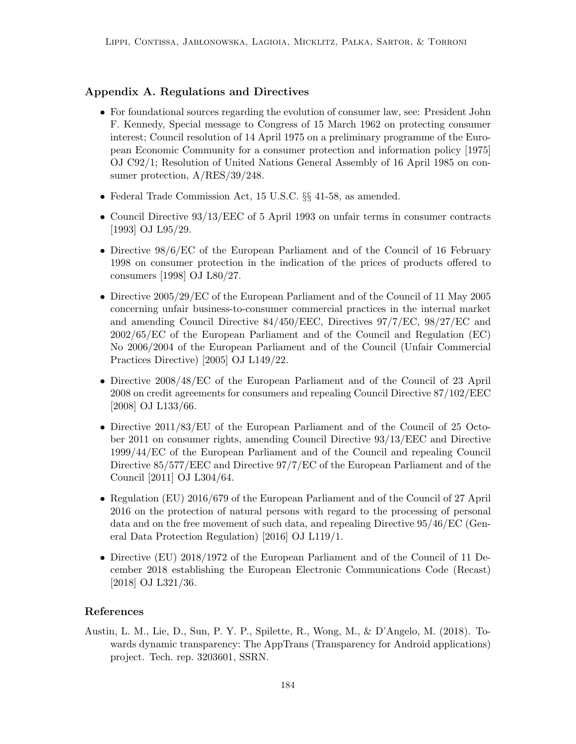## Appendix A. Regulations and Directives

- For foundational sources regarding the evolution of consumer law, see: President John F. Kennedy, Special message to Congress of 15 March 1962 on protecting consumer interest; Council resolution of 14 April 1975 on a preliminary programme of the European Economic Community for a consumer protection and information policy [1975] OJ C92/1; Resolution of United Nations General Assembly of 16 April 1985 on consumer protection, A/RES/39/248.
- Federal Trade Commission Act, 15 U.S.C. §§ 41-58, as amended.
- Council Directive 93/13/EEC of 5 April 1993 on unfair terms in consumer contracts [1993] OJ L95/29.
- Directive 98/6/EC of the European Parliament and of the Council of 16 February 1998 on consumer protection in the indication of the prices of products offered to consumers [1998] OJ L80/27.
- Directive 2005/29/EC of the European Parliament and of the Council of 11 May 2005 concerning unfair business-to-consumer commercial practices in the internal market and amending Council Directive 84/450/EEC, Directives 97/7/EC, 98/27/EC and 2002/65/EC of the European Parliament and of the Council and Regulation (EC) No 2006/2004 of the European Parliament and of the Council (Unfair Commercial Practices Directive) [2005] OJ L149/22.
- Directive 2008/48/EC of the European Parliament and of the Council of 23 April 2008 on credit agreements for consumers and repealing Council Directive 87/102/EEC [2008] OJ L133/66.
- Directive 2011/83/EU of the European Parliament and of the Council of 25 October 2011 on consumer rights, amending Council Directive 93/13/EEC and Directive 1999/44/EC of the European Parliament and of the Council and repealing Council Directive 85/577/EEC and Directive 97/7/EC of the European Parliament and of the Council [2011] OJ L304/64.
- Regulation (EU) 2016/679 of the European Parliament and of the Council of 27 April 2016 on the protection of natural persons with regard to the processing of personal data and on the free movement of such data, and repealing Directive 95/46/EC (General Data Protection Regulation) [2016] OJ L119/1.
- Directive (EU) 2018/1972 of the European Parliament and of the Council of 11 December 2018 establishing the European Electronic Communications Code (Recast) [2018] OJ L321/36.

## References

Austin, L. M., Lie, D., Sun, P. Y. P., Spilette, R., Wong, M., & D'Angelo, M. (2018). Towards dynamic transparency: The AppTrans (Transparency for Android applications) project. Tech. rep. 3203601, SSRN.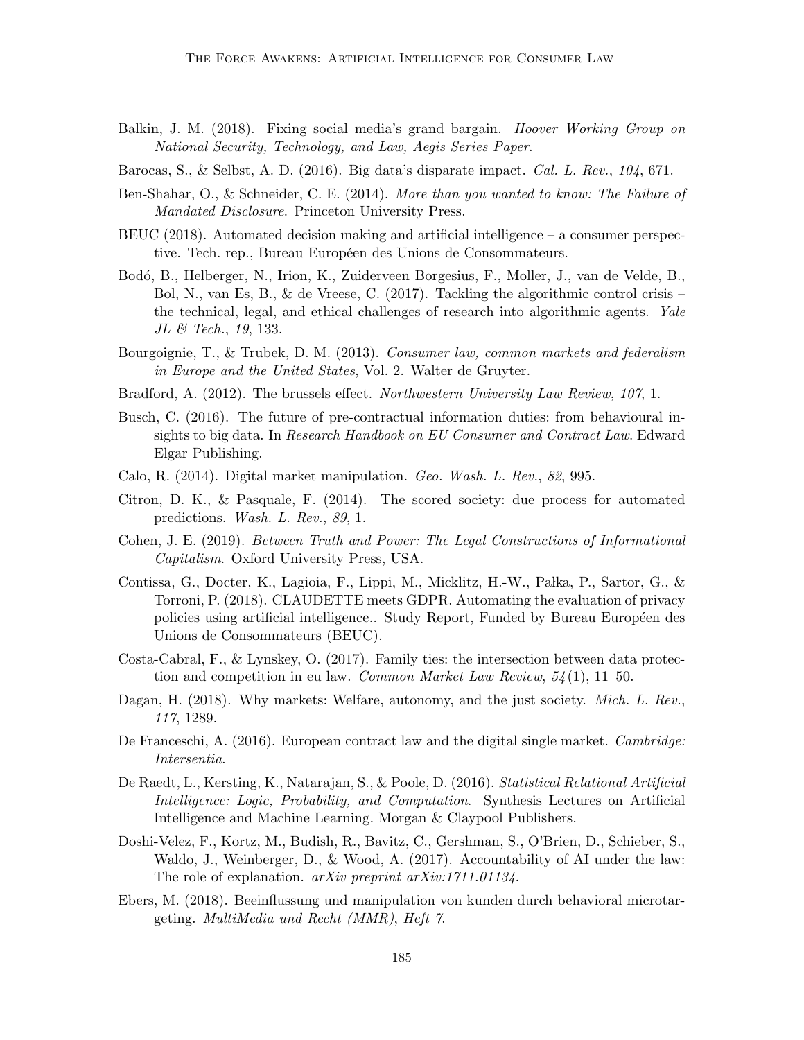Balkin, J. M. (2018). Fixing social media's grand bargain. *Hoover Working Group on National Security, Technology, and Law, Aegis Series Paper*.

Barocas, S., & Selbst, A. D. (2016). Big data's disparate impact. *Cal. L. Rev.*, *104*, 671.

Ben-Shahar, O., & Schneider, C. E. (2014). *More than you wanted to know: The Failure of Mandated Disclosure*. Princeton University Press.

BEUC (2018). Automated decision making and artificial intelligence – a consumer perspective. Tech. rep., Bureau Européen des Unions de Consommateurs.

Bodó, B., Helberger, N., Irion, K., Zuiderveen Borgesius, F., Moller, J., van de Velde, B., Bol, N., van Es, B., & de Vreese, C. (2017). Tackling the algorithmic control crisis – the technical, legal, and ethical challenges of research into algorithmic agents. *Yale JL & Tech.*, *19*, 133.

Bourgoignie, T., & Trubek, D. M. (2013). *Consumer law, common markets and federalism in Europe and the United States*, Vol. 2. Walter de Gruyter.

Bradford, A. (2012). The brussels effect. *Northwestern University Law Review*, *107*, 1.

Busch, C. (2016). The future of pre-contractual information duties: from behavioural insights to big data. In *Research Handbook on EU Consumer and Contract Law*. Edward Elgar Publishing.

Calo, R. (2014). Digital market manipulation. *Geo. Wash. L. Rev.*, *82*, 995.

Citron, D. K., & Pasquale, F. (2014). The scored society: due process for automated predictions. *Wash. L. Rev.*, *89*, 1.

Cohen, J. E. (2019). *Between Truth and Power: The Legal Constructions of Informational Capitalism*. Oxford University Press, USA.

Contissa, G., Docter, K., Lagioia, F., Lippi, M., Micklitz, H.-W., Pałka, P., Sartor, G., & Torroni, P. (2018). CLAUDETTE meets GDPR. Automating the evaluation of privacy policies using artificial intelligence.. Study Report, Funded by Bureau Européen des Unions de Consommateurs (BEUC).

Costa-Cabral, F., & Lynskey, O. (2017). Family ties: the intersection between data protection and competition in eu law. *Common Market Law Review*, *54*(1), 11–50.

Dagan, H. (2018). Why markets: Welfare, autonomy, and the just society. *Mich. L. Rev.*, *117*, 1289.

De Franceschi, A. (2016). European contract law and the digital single market. *Cambridge: Intersentia*.

De Raedt, L., Kersting, K., Natarajan, S., & Poole, D. (2016). *Statistical Relational Artificial Intelligence: Logic, Probability, and Computation*. Synthesis Lectures on Artificial Intelligence and Machine Learning. Morgan & Claypool Publishers.

Doshi-Velez, F., Kortz, M., Budish, R., Bavitz, C., Gershman, S., O'Brien, D., Schieber, S., Waldo, J., Weinberger, D., & Wood, A. (2017). Accountability of AI under the law: The role of explanation. *arXiv preprint arXiv:1711.01134*.

Ebers, M. (2018). Beeinflussung und manipulation von kunden durch behavioral microtargeting. *MultiMedia und Recht (MMR), Heft 7*.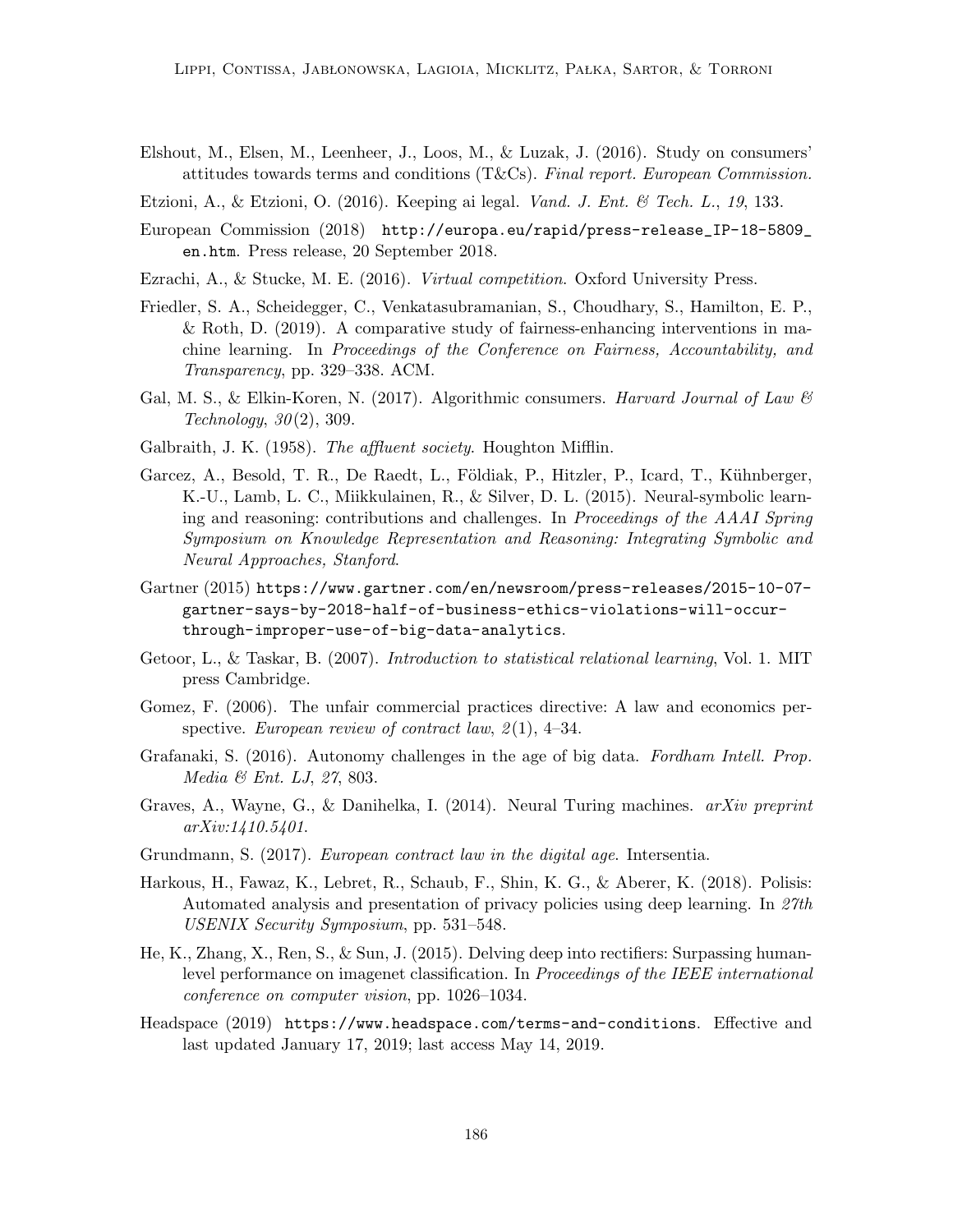Elshout, M., Elsen, M., Leenheer, J., Loos, M., & Luzak, J. (2016). Study on consumers' attitudes towards terms and conditions (T&Cs). *Final report. European Commission.*

Etzioni, A., & Etzioni, O. (2016). Keeping ai legal. *Vand. J. Ent. & Tech. L.*, *19*, 133.

European Commission (2018) `http://europa.eu/rapid/press-release_IP-18-5809_en.htm`. Press release, 20 September 2018.

Ezrachi, A., & Stucke, M. E. (2016). *Virtual competition*. Oxford University Press.

Friedler, S. A., Scheidegger, C., Venkatasubramanian, S., Choudhary, S., Hamilton, E. P., & Roth, D. (2019). A comparative study of fairness-enhancing interventions in machine learning. In *Proceedings of the Conference on Fairness, Accountability, and Transparency*, pp. 329–338. ACM.

Gal, M. S., & Elkin-Koren, N. (2017). Algorithmic consumers. *Harvard Journal of Law & Technology*, *30*(2), 309.

Galbraith, J. K. (1958). *The affluent society*. Houghton Mifflin.

Garcez, A., Besold, T. R., De Raedt, L., Földiak, P., Hitzler, P., Icard, T., Kühnberger, K.-U., Lamb, L. C., Miikkulainen, R., & Silver, D. L. (2015). Neural-symbolic learning and reasoning: contributions and challenges. In *Proceedings of the AAAI Spring Symposium on Knowledge Representation and Reasoning: Integrating Symbolic and Neural Approaches, Stanford*.

Gartner (2015) `https://www.gartner.com/en/newsroom/press-releases/2015-10-07-gartner-says-by-2018-half-of-business-ethics-violations-will-occur-through-improper-use-of-big-data-analytics`.

Getoor, L., & Taskar, B. (2007). *Introduction to statistical relational learning*, Vol. 1. MIT press Cambridge.

Gomez, F. (2006). The unfair commercial practices directive: A law and economics perspective. *European review of contract law*, *2*(1), 4–34.

Grafanaki, S. (2016). Autonomy challenges in the age of big data. *Fordham Intell. Prop. Media & Ent. LJ*, *27*, 803.

Graves, A., Wayne, G., & Danihelka, I. (2014). Neural Turing machines. *arXiv preprint arXiv:1410.5401*.

Grundmann, S. (2017). *European contract law in the digital age*. Intersentia.

Harkous, H., Fawaz, K., Lebret, R., Schaub, F., Shin, K. G., & Aberer, K. (2018). Polisis: Automated analysis and presentation of privacy policies using deep learning. In *27th USENIX Security Symposium*, pp. 531–548.

He, K., Zhang, X., Ren, S., & Sun, J. (2015). Delving deep into rectifiers: Surpassing human-level performance on imagenet classification. In *Proceedings of the IEEE international conference on computer vision*, pp. 1026–1034.

Headspace (2019) `https://www.headspace.com/terms-and-conditions`. Effective and last updated January 17, 2019; last access May 14, 2019.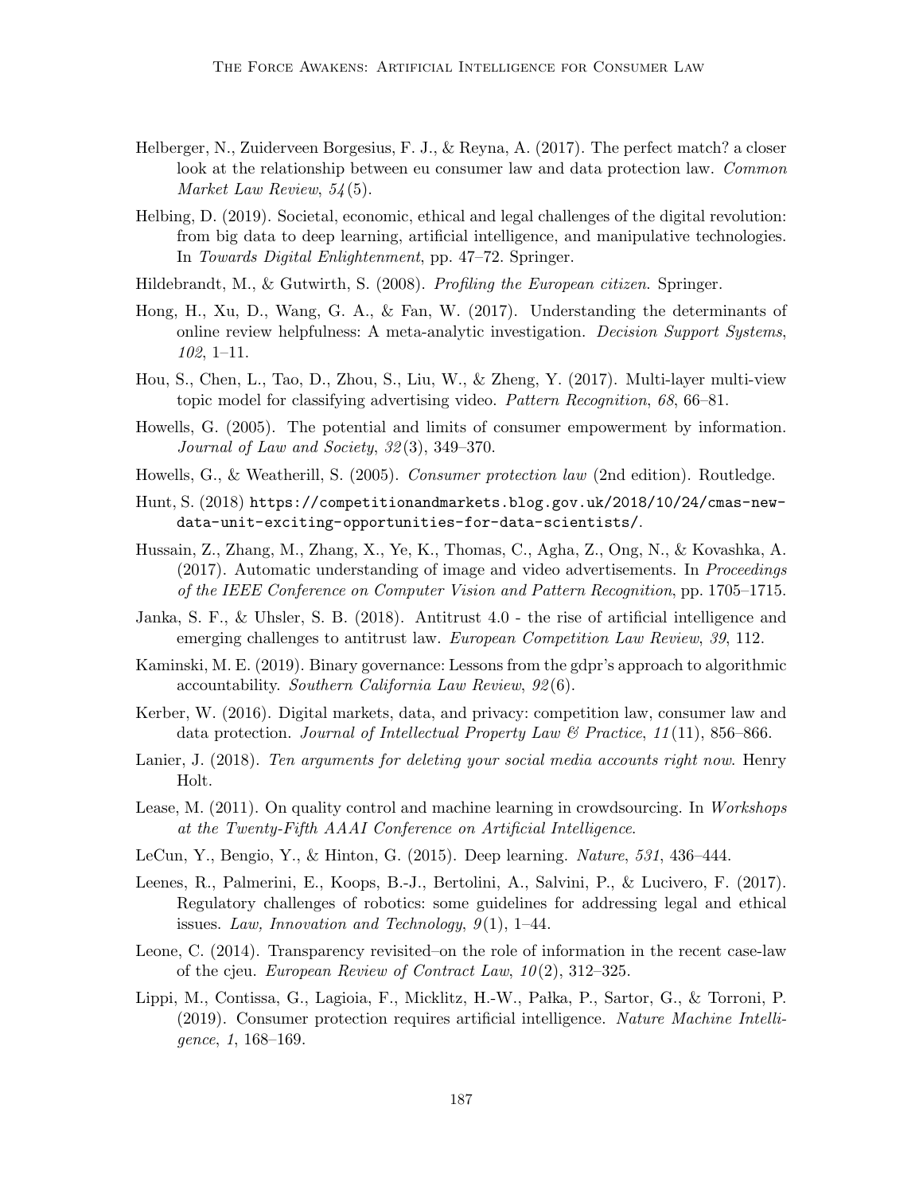Helberger, N., Zuiderveen Borgesius, F. J., & Reyna, A. (2017). The perfect match? a closer look at the relationship between eu consumer law and data protection law. *Common Market Law Review*, *54*(5).

Helbing, D. (2019). Societal, economic, ethical and legal challenges of the digital revolution: from big data to deep learning, artificial intelligence, and manipulative technologies. In *Towards Digital Enlightenment*, pp. 47–72. Springer.

Hildebrandt, M., & Gutwirth, S. (2008). *Profiling the European citizen*. Springer.

Hong, H., Xu, D., Wang, G. A., & Fan, W. (2017). Understanding the determinants of online review helpfulness: A meta-analytic investigation. *Decision Support Systems*, *102*, 1–11.

Hou, S., Chen, L., Tao, D., Zhou, S., Liu, W., & Zheng, Y. (2017). Multi-layer multi-view topic model for classifying advertising video. *Pattern Recognition*, *68*, 66–81.

Howells, G. (2005). The potential and limits of consumer empowerment by information. *Journal of Law and Society*, *32*(3), 349–370.

Howells, G., & Weatherill, S. (2005). *Consumer protection law* (2nd edition). Routledge.

Hunt, S. (2018) `https://competitionandmarkets.blog.gov.uk/2018/10/24/cmas-new-data-unit-exciting-opportunities-for-data-scientists/`.

Hussain, Z., Zhang, M., Zhang, X., Ye, K., Thomas, C., Agha, Z., Ong, N., & Kovashka, A. (2017). Automatic understanding of image and video advertisements. In *Proceedings of the IEEE Conference on Computer Vision and Pattern Recognition*, pp. 1705–1715.

Janka, S. F., & Uhsler, S. B. (2018). Antitrust 4.0 - the rise of artificial intelligence and emerging challenges to antitrust law. *European Competition Law Review*, *39*, 112.

Kaminski, M. E. (2019). Binary governance: Lessons from the gdpr's approach to algorithmic accountability. *Southern California Law Review*, *92*(6).

Kerber, W. (2016). Digital markets, data, and privacy: competition law, consumer law and data protection. *Journal of Intellectual Property Law & Practice*, *11*(11), 856–866.

Lanier, J. (2018). *Ten arguments for deleting your social media accounts right now*. Henry Holt.

Lease, M. (2011). On quality control and machine learning in crowdsourcing. In *Workshops at the Twenty-Fifth AAAI Conference on Artificial Intelligence*.

LeCun, Y., Bengio, Y., & Hinton, G. (2015). Deep learning. *Nature*, *531*, 436–444.

Leenes, R., Palmerini, E., Koops, B.-J., Bertolini, A., Salvini, P., & Lucivero, F. (2017). Regulatory challenges of robotics: some guidelines for addressing legal and ethical issues. *Law, Innovation and Technology*, *9*(1), 1–44.

Leone, C. (2014). Transparency revisited–on the role of information in the recent case-law of the cjeu. *European Review of Contract Law*, *10*(2), 312–325.

Lippi, M., Contissa, G., Lagioia, F., Micklitz, H.-W., Pałka, P., Sartor, G., & Torroni, P. (2019). Consumer protection requires artificial intelligence. *Nature Machine Intelligence*, *1*, 168–169.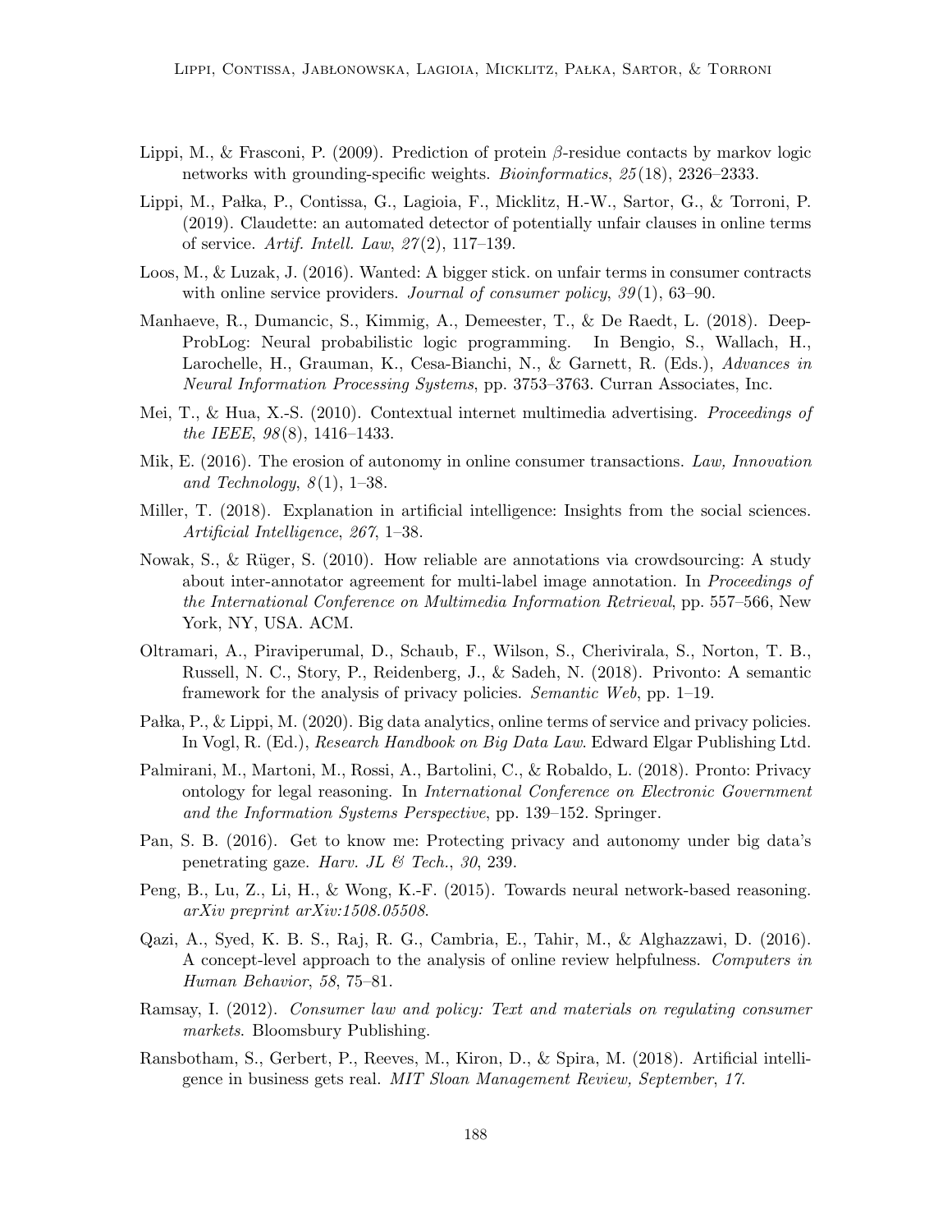Lippi, M., & Frasconi, P. (2009). Prediction of protein $\beta$-residue contacts by markov logic networks with grounding-specific weights. *Bioinformatics*, *25*(18), 2326–2333.

Lippi, M., Pałka, P., Contissa, G., Lagioia, F., Micklitz, H.-W., Sartor, G., & Torroni, P. (2019). Claudette: an automated detector of potentially unfair clauses in online terms of service. *Artif. Intell. Law*, *27*(2), 117–139.

Loos, M., & Luzak, J. (2016). Wanted: A bigger stick. on unfair terms in consumer contracts with online service providers. *Journal of consumer policy*, *39*(1), 63–90.

Manhaeve, R., Dumancic, S., Kimmig, A., Demeester, T., & De Raedt, L. (2018). DeepProbLog: Neural probabilistic logic programming. In Bengio, S., Wallach, H., Larochelle, H., Grauman, K., Cesa-Bianchi, N., & Garnett, R. (Eds.), *Advances in Neural Information Processing Systems*, pp. 3753–3763. Curran Associates, Inc.

Mei, T., & Hua, X.-S. (2010). Contextual internet multimedia advertising. *Proceedings of the IEEE*, *98*(8), 1416–1433.

Mik, E. (2016). The erosion of autonomy in online consumer transactions. *Law, Innovation and Technology*, *8*(1), 1–38.

Miller, T. (2018). Explanation in artificial intelligence: Insights from the social sciences. *Artificial Intelligence*, *267*, 1–38.

Nowak, S., & Rüger, S. (2010). How reliable are annotations via crowdsourcing: A study about inter-annotator agreement for multi-label image annotation. In *Proceedings of the International Conference on Multimedia Information Retrieval*, pp. 557–566, New York, NY, USA. ACM.

Oltramari, A., Piraviperumal, D., Schaub, F., Wilson, S., Cherivirala, S., Norton, T. B., Russell, N. C., Story, P., Reidenberg, J., & Sadeh, N. (2018). Privonto: A semantic framework for the analysis of privacy policies. *Semantic Web*, pp. 1–19.

Pałka, P., & Lippi, M. (2020). Big data analytics, online terms of service and privacy policies. In Vogl, R. (Ed.), *Research Handbook on Big Data Law*. Edward Elgar Publishing Ltd.

Palmirani, M., Martoni, M., Rossi, A., Bartolini, C., & Robaldo, L. (2018). Pronto: Privacy ontology for legal reasoning. In *International Conference on Electronic Government and the Information Systems Perspective*, pp. 139–152. Springer.

Pan, S. B. (2016). Get to know me: Protecting privacy and autonomy under big data's penetrating gaze. *Harv. JL & Tech.*, *30*, 239.

Peng, B., Lu, Z., Li, H., & Wong, K.-F. (2015). Towards neural network-based reasoning. *arXiv preprint arXiv:1508.05508*.

Qazi, A., Syed, K. B. S., Raj, R. G., Cambria, E., Tahir, M., & Alghazzawi, D. (2016). A concept-level approach to the analysis of online review helpfulness. *Computers in Human Behavior*, *58*, 75–81.

Ramsay, I. (2012). *Consumer law and policy: Text and materials on regulating consumer markets*. Bloomsbury Publishing.

Ransbotham, S., Gerbert, P., Reeves, M., Kiron, D., & Spira, M. (2018). Artificial intelligence in business gets real. *MIT Sloan Management Review, September*, *17*.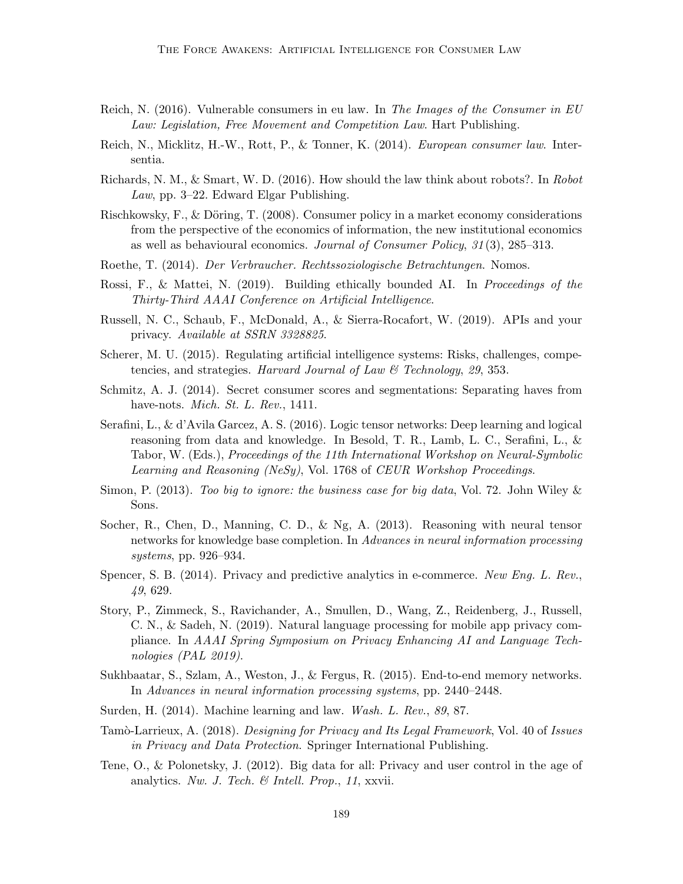Reich, N. (2016). Vulnerable consumers in eu law. In *The Images of the Consumer in EU Law: Legislation, Free Movement and Competition Law*. Hart Publishing.

Reich, N., Micklitz, H.-W., Rott, P., & Tonner, K. (2014). *European consumer law*. Intersentia.

Richards, N. M., & Smart, W. D. (2016). How should the law think about robots?. In *Robot Law*, pp. 3–22. Edward Elgar Publishing.

Rischkowsky, F., & Döring, T. (2008). Consumer policy in a market economy considerations from the perspective of the economics of information, the new institutional economics as well as behavioural economics. *Journal of Consumer Policy*, *31*(3), 285–313.

Roethe, T. (2014). *Der Verbraucher. Rechtssoziologische Betrachtungen*. Nomos.

Rossi, F., & Mattei, N. (2019). Building ethically bounded AI. In *Proceedings of the Thirty-Third AAAI Conference on Artificial Intelligence*.

Russell, N. C., Schaub, F., McDonald, A., & Sierra-Rocafort, W. (2019). APIs and your privacy. *Available at SSRN 3328825*.

Scherer, M. U. (2015). Regulating artificial intelligence systems: Risks, challenges, competencies, and strategies. *Harvard Journal of Law & Technology*, *29*, 353.

Schmitz, A. J. (2014). Secret consumer scores and segmentations: Separating haves from have-nots. *Mich. St. L. Rev.*, 1411.

Serafini, L., & d'Avila Garcez, A. S. (2016). Logic tensor networks: Deep learning and logical reasoning from data and knowledge. In Besold, T. R., Lamb, L. C., Serafini, L., & Tabor, W. (Eds.), *Proceedings of the 11th International Workshop on Neural-Symbolic Learning and Reasoning (NeSy)*, Vol. 1768 of *CEUR Workshop Proceedings*.

Simon, P. (2013). *Too big to ignore: the business case for big data*, Vol. 72. John Wiley & Sons.

Socher, R., Chen, D., Manning, C. D., & Ng, A. (2013). Reasoning with neural tensor networks for knowledge base completion. In *Advances in neural information processing systems*, pp. 926–934.

Spencer, S. B. (2014). Privacy and predictive analytics in e-commerce. *New Eng. L. Rev.*, *49*, 629.

Story, P., Zimmeck, S., Ravichander, A., Smullen, D., Wang, Z., Reidenberg, J., Russell, C. N., & Sadeh, N. (2019). Natural language processing for mobile app privacy compliance. In *AAAI Spring Symposium on Privacy Enhancing AI and Language Technologies (PAL 2019)*.

Sukhbaatar, S., Szlam, A., Weston, J., & Fergus, R. (2015). End-to-end memory networks. In *Advances in neural information processing systems*, pp. 2440–2448.

Surden, H. (2014). Machine learning and law. *Wash. L. Rev.*, *89*, 87.

Tamò-Larrieux, A. (2018). *Designing for Privacy and Its Legal Framework*, Vol. 40 of *Issues in Privacy and Data Protection*. Springer International Publishing.

Tene, O., & Polonetsky, J. (2012). Big data for all: Privacy and user control in the age of analytics. *Nw. J. Tech. & Intell. Prop.*, *11*, xxvii.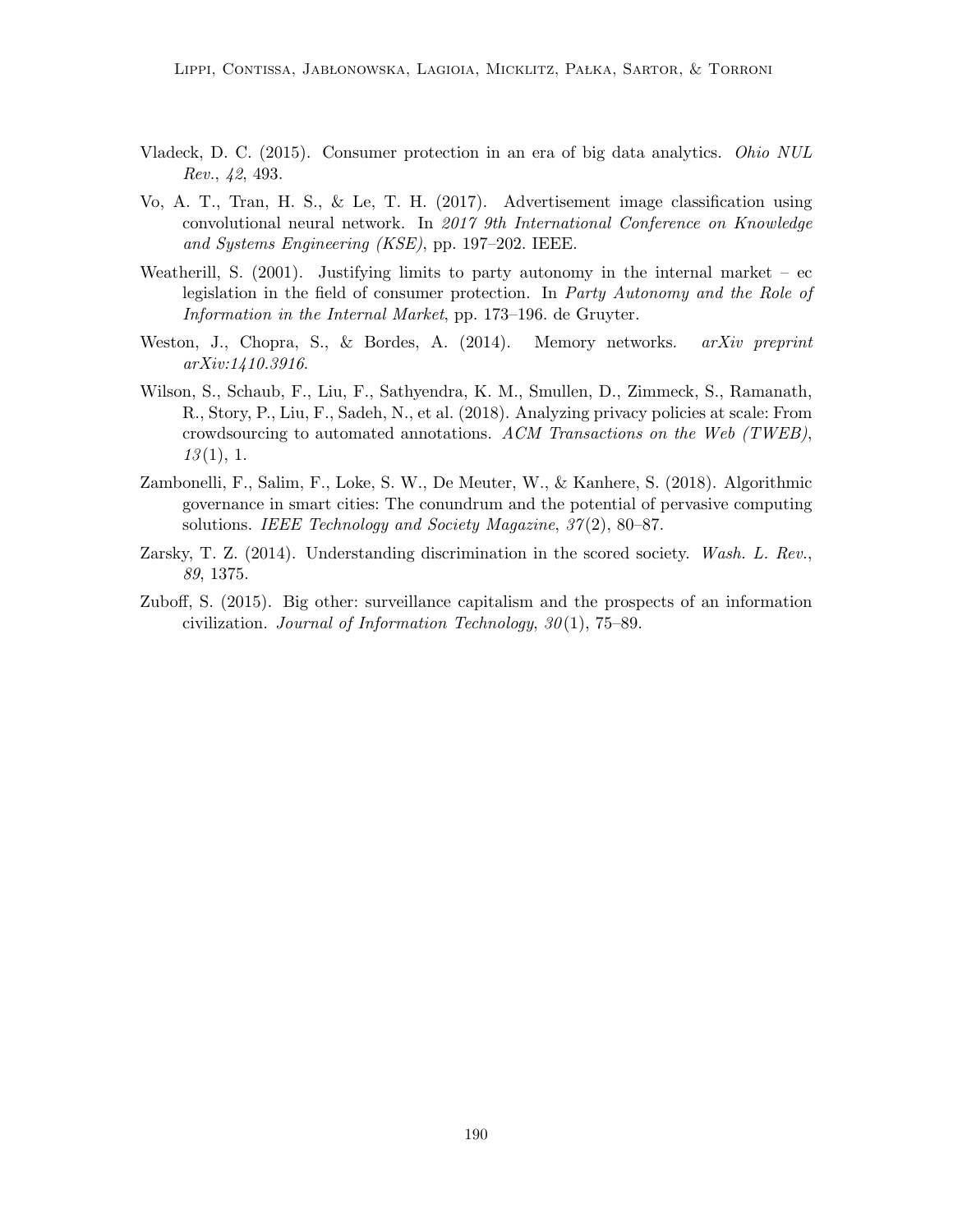Vladeck, D. C. (2015). Consumer protection in an era of big data analytics. *Ohio NUL Rev.*, *42*, 493.

Vo, A. T., Tran, H. S., & Le, T. H. (2017). Advertisement image classification using convolutional neural network. In *2017 9th International Conference on Knowledge and Systems Engineering (KSE)*, pp. 197–202. IEEE.

Weatherill, S. (2001). Justifying limits to party autonomy in the internal market – ec legislation in the field of consumer protection. In *Party Autonomy and the Role of Information in the Internal Market*, pp. 173–196. de Gruyter.

Weston, J., Chopra, S., & Bordes, A. (2014). Memory networks. *arXiv preprint arXiv:1410.3916*.

Wilson, S., Schaub, F., Liu, F., Sathyendra, K. M., Smullen, D., Zimmeck, S., Ramanath, R., Story, P., Liu, F., Sadeh, N., et al. (2018). Analyzing privacy policies at scale: From crowdsourcing to automated annotations. *ACM Transactions on the Web (TWEB)*, *13*(1), 1.

Zambonelli, F., Salim, F., Loke, S. W., De Meuter, W., & Kanhere, S. (2018). Algorithmic governance in smart cities: The conundrum and the potential of pervasive computing solutions. *IEEE Technology and Society Magazine*, *37*(2), 80–87.

Zarsky, T. Z. (2014). Understanding discrimination in the scored society. *Wash. L. Rev.*, *89*, 1375.

Zuboff, S. (2015). Big other: surveillance capitalism and the prospects of an information civilization. *Journal of Information Technology*, *30*(1), 75–89.